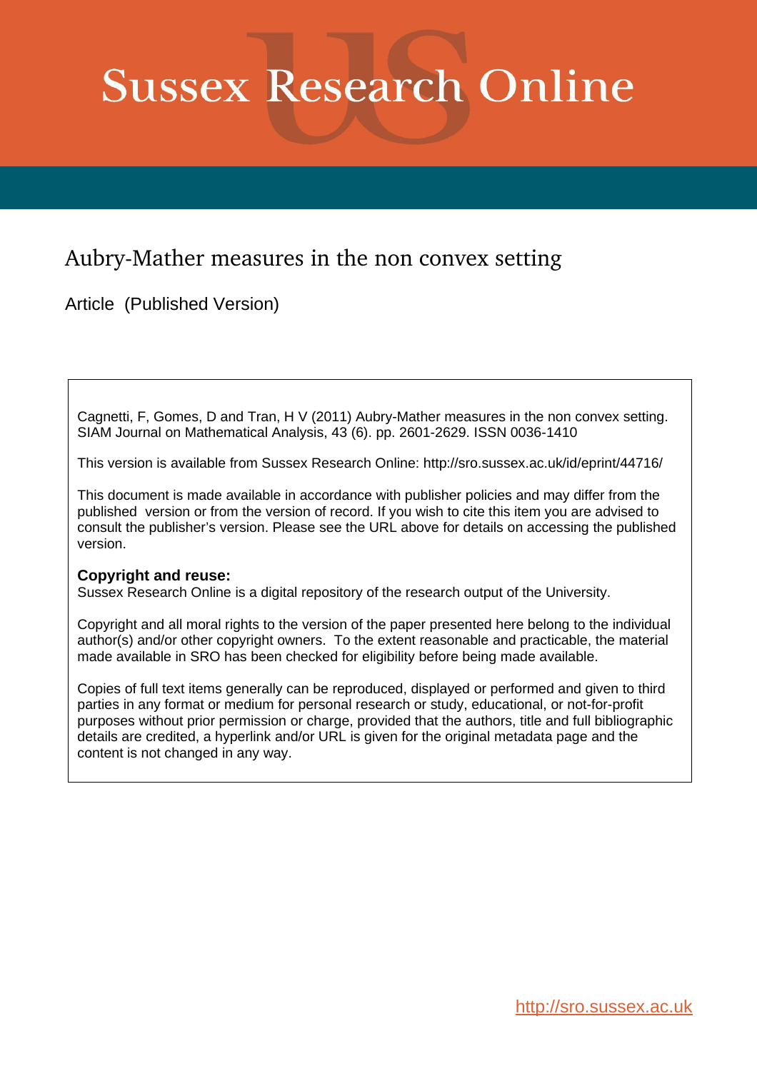# Sussex Research Online

## Aubry-Mather measures in the non convex setting

Article (Published Version)

Cagnetti, F, Gomes, D and Tran, H V (2011) Aubry-Mather measures in the non convex setting. SIAM Journal on Mathematical Analysis, 43 (6). pp. 2601-2629. ISSN 0036-1410

This version is available from Sussex Research Online: http://sro.sussex.ac.uk/id/eprint/44716/

This document is made available in accordance with publisher policies and may differ from the published version or from the version of record. If you wish to cite this item you are advised to consult the publisher's version. Please see the URL above for details on accessing the published version.

**Copyright and reuse:**
Sussex Research Online is a digital repository of the research output of the University.

Copyright and all moral rights to the version of the paper presented here belong to the individual author(s) and/or other copyright owners. To the extent reasonable and practicable, the material made available in SRO has been checked for eligibility before being made available.

Copies of full text items generally can be reproduced, displayed or performed and given to third parties in any format or medium for personal research or study, educational, or not-for-profit purposes without prior permission or charge, provided that the authors, title and full bibliographic details are credited, a hyperlink and/or URL is given for the original metadata page and the content is not changed in any way.

http://sro.sussex.ac.uk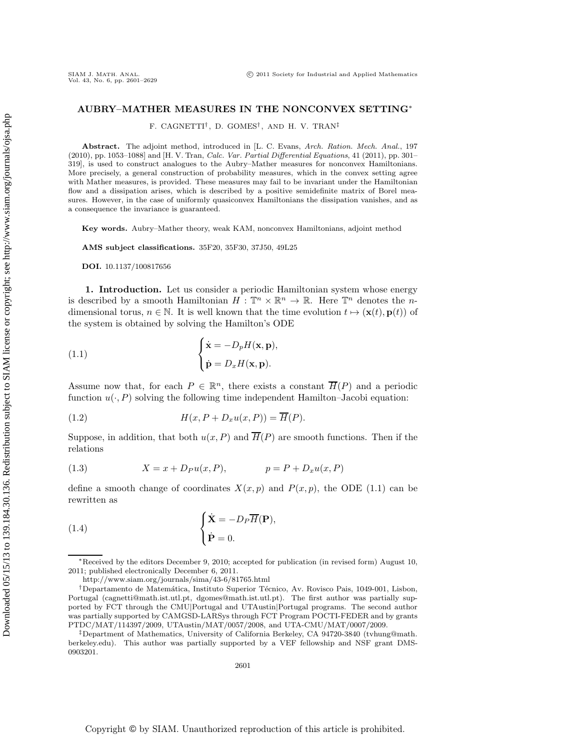# AUBRY–MATHER MEASURES IN THE NONCONVEX SETTING*

F. CAGNETTI[†], D. GOMES[†], AND H. V. TRAN[‡]

**Abstract.** The adjoint method, introduced in [L. C. Evans, *Arch. Ration. Mech. Anal.*, 197 (2010), pp. 1053–1088] and [H. V. Tran, *Calc. Var. Partial Differential Equations*, 41 (2011), pp. 301–319], is used to construct analogues to the Aubry–Mather measures for nonconvex Hamiltonians. More precisely, a general construction of probability measures, which in the convex setting agree with Mather measures, is provided. These measures may fail to be invariant under the Hamiltonian flow and a dissipation arises, which is described by a positive semidefinite matrix of Borel measures. However, in the case of uniformly quasiconvex Hamiltonians the dissipation vanishes, and as a consequence the invariance is guaranteed.

**Key words.** Aubry–Mather theory, weak KAM, nonconvex Hamiltonians, adjoint method

**AMS subject classifications.** 35F20, 35F30, 37J50, 49L25

**DOI.** 10.1137/100817656

## 1. Introduction.

Let us consider a periodic Hamiltonian system whose energy is described by a smooth Hamiltonian $H : \mathbb{T}^n \times \mathbb{R}^n \to \mathbb{R}$. Here $\mathbb{T}^n$ denotes the $n$-dimensional torus, $n \in \mathbb{N}$. It is well known that the time evolution $t \mapsto (\mathbf{x}(t), \mathbf{p}(t))$ of the system is obtained by solving the Hamilton's ODE

$$
\begin{cases} \dot{\mathbf{x}} = -D_p H(\mathbf{x}, \mathbf{p}), \\ \dot{\mathbf{p}} = D_x H(\mathbf{x}, \mathbf{p}). \end{cases} \tag{1.1}
$$

Assume now that, for each $P \in \mathbb{R}^n$, there exists a constant $\overline{H}(P)$ and a periodic function $u(\cdot, P)$ solving the following time independent Hamilton–Jacobi equation:

$$
H(x, P + D_x u(x, P)) = \overline{H}(P). \tag{1.2}
$$

Suppose, in addition, that both $u(x, P)$ and $\overline{H}(P)$ are smooth functions. Then if the relations

$$
X = x + D_P u(x, P), \qquad p = P + D_x u(x, P) \tag{1.3}
$$

define a smooth change of coordinates $X(x, p)$ and $P(x, p)$, the ODE (1.1) can be rewritten as

$$
\begin{cases} \dot{\mathbf{X}} = -D_P \overline{H}(\mathbf{P}), \\ \dot{\mathbf{P}} = 0. \end{cases} \tag{1.4}
$$

---

*Received by the editors December 9, 2010; accepted for publication (in revised form) August 10, 2011; published electronically December 6, 2011.

http://www.siam.org/journals/sima/43-6/81765.html

[†]Departamento de Matemática, Instituto Superior Técnico, Av. Rovisco Pais, 1049-001, Lisbon, Portugal (cagnetti@math.ist.utl.pt, dgomes@math.ist.utl.pt). The first author was partially supported by FCT through the CMU|Portugal and UTAustin|Portugal programs. The second author was partially supported by CAMGSD-LARSys through FCT Program POCTI-FEDER and by grants PTDC/MAT/114397/2009, UTAustin/MAT/0057/2008, and UTA-CMU/MAT/0007/2009.

[‡]Department of Mathematics, University of California Berkeley, CA 94720-3840 (tvhung@math.berkeley.edu). This author was partially supported by a VEF fellowship and NSF grant DMS-0903201.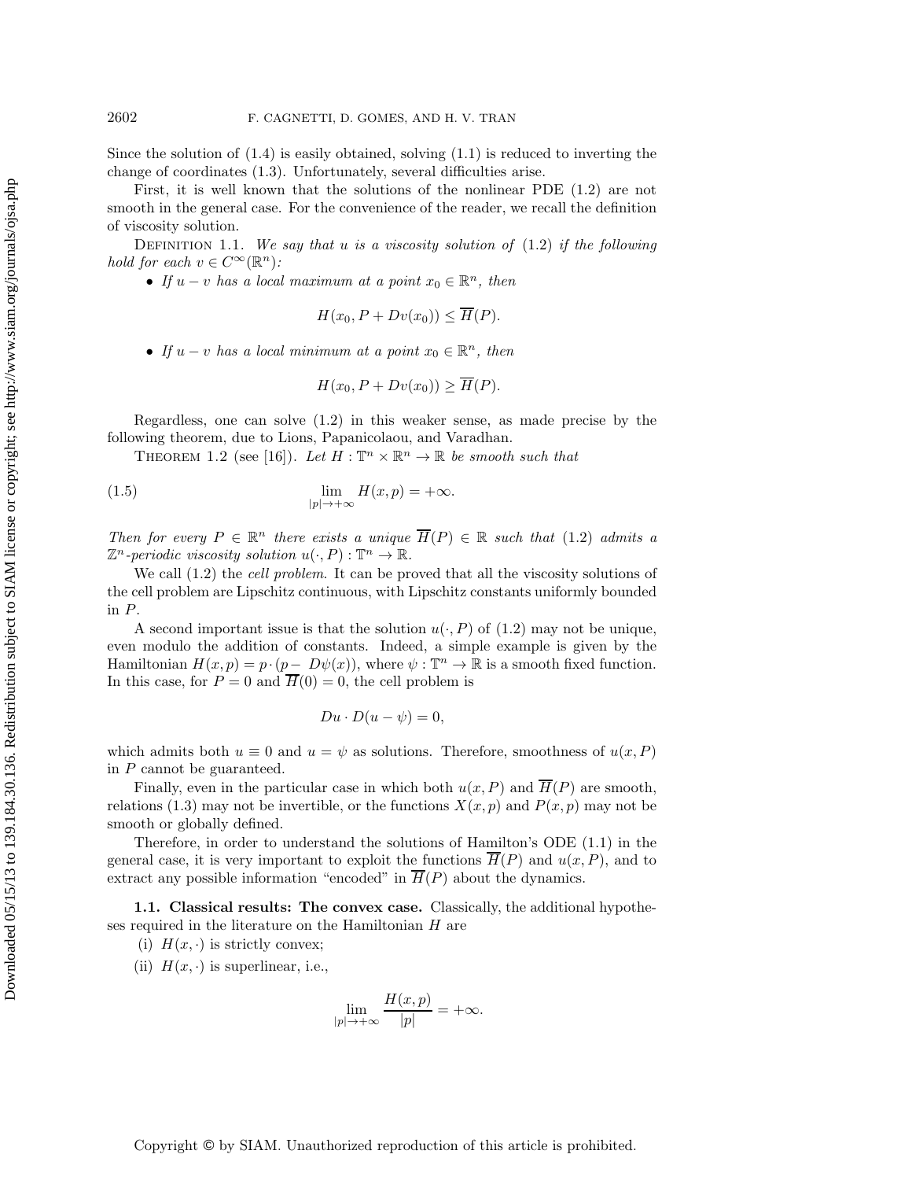Since the solution of (1.4) is easily obtained, solving (1.1) is reduced to inverting the change of coordinates (1.3). Unfortunately, several difficulties arise.

First, it is well known that the solutions of the nonlinear PDE (1.2) are not smooth in the general case. For the convenience of the reader, we recall the definition of viscosity solution.

Definition 1.1. *We say that $u$ is a viscosity solution of (1.2) if the following hold for each $v \in C^\infty(\mathbb{R}^n)$:*

- *If $u - v$ has a local maximum at a point $x_0 \in \mathbb{R}^n$, then*

$$H(x_0, P + Dv(x_0)) \leq \overline{H}(P).$$

- *If $u - v$ has a local minimum at a point $x_0 \in \mathbb{R}^n$, then*

$$H(x_0, P + Dv(x_0)) \geq \overline{H}(P).$$

Regardless, one can solve (1.2) in this weaker sense, as made precise by the following theorem, due to Lions, Papanicolaou, and Varadhan.

Theorem 1.2 (see [16]). *Let $H : \mathbb{T}^n \times \mathbb{R}^n \to \mathbb{R}$ be smooth such that*

$$\lim_{|p| \to +\infty} H(x, p) = +\infty. \tag{1.5}$$

*Then for every $P \in \mathbb{R}^n$ there exists a unique $\overline{H}(P) \in \mathbb{R}$ such that (1.2) admits a $\mathbb{Z}^n$-periodic viscosity solution $u(\cdot, P) : \mathbb{T}^n \to \mathbb{R}$.*

We call (1.2) the *cell problem*. It can be proved that all the viscosity solutions of the cell problem are Lipschitz continuous, with Lipschitz constants uniformly bounded in $P$.

A second important issue is that the solution $u(\cdot, P)$ of (1.2) may not be unique, even modulo the addition of constants. Indeed, a simple example is given by the Hamiltonian $H(x, p) = p \cdot (p - D\psi(x))$, where $\psi : \mathbb{T}^n \to \mathbb{R}$ is a smooth fixed function. In this case, for $P = 0$ and $\overline{H}(0) = 0$, the cell problem is

$$Du \cdot D(u - \psi) = 0,$$

which admits both $u \equiv 0$ and $u = \psi$ as solutions. Therefore, smoothness of $u(x, P)$ in $P$ cannot be guaranteed.

Finally, even in the particular case in which both $u(x, P)$ and $\overline{H}(P)$ are smooth, relations (1.3) may not be invertible, or the functions $X(x, p)$ and $P(x, p)$ may not be smooth or globally defined.

Therefore, in order to understand the solutions of Hamilton's ODE (1.1) in the general case, it is very important to exploit the functions $\overline{H}(P)$ and $u(x, P)$, and to extract any possible information "encoded" in $\overline{H}(P)$ about the dynamics.

### 1.1. Classical results: The convex case.

Classically, the additional hypotheses required in the literature on the Hamiltonian $H$ are

(i) $H(x, \cdot)$ is strictly convex;

(ii) $H(x, \cdot)$ is superlinear, i.e.,

$$\lim_{|p| \to +\infty} \frac{H(x, p)}{|p|} = +\infty.$$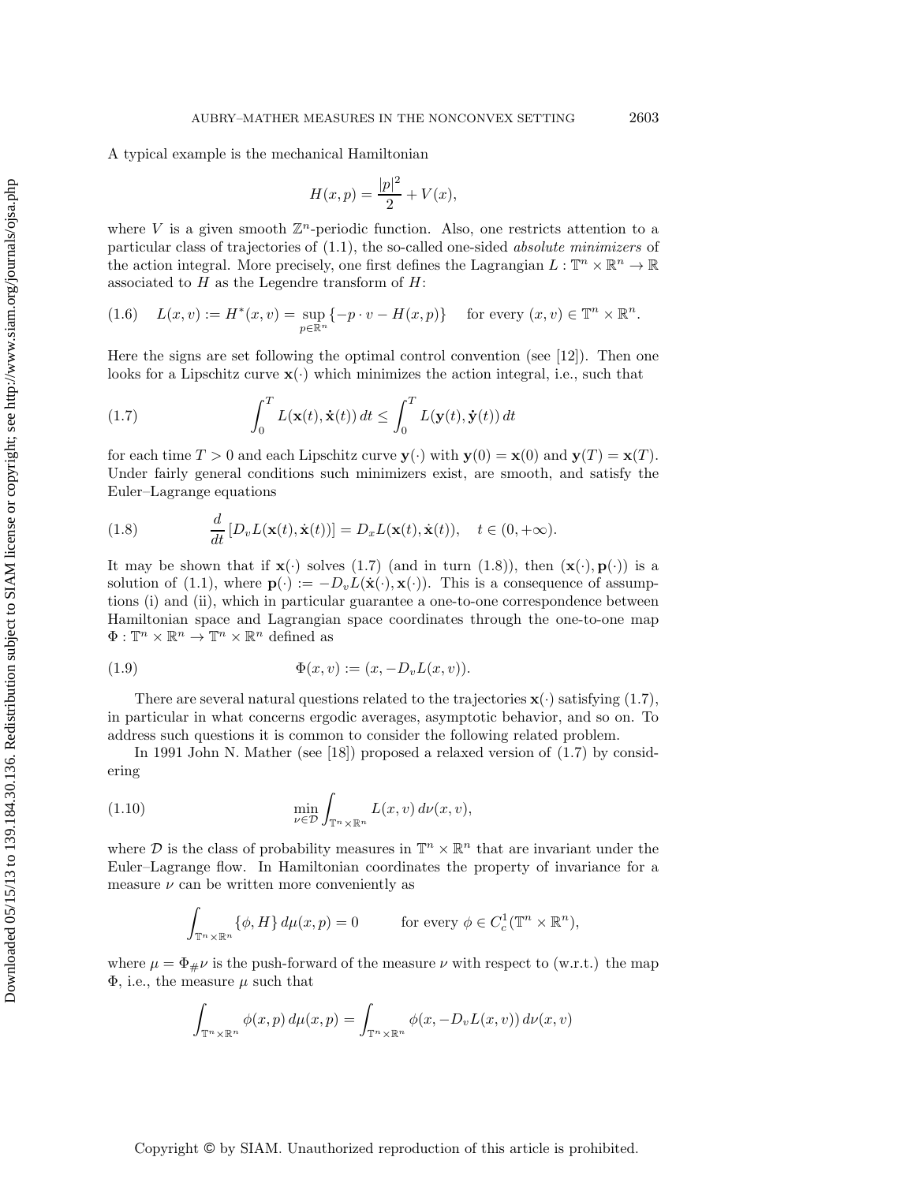A typical example is the mechanical Hamiltonian

$$H(x,p) = \frac{|p|^2}{2} + V(x),$$

where $V$ is a given smooth $\mathbb{Z}^n$-periodic function. Also, one restricts attention to a particular class of trajectories of (1.1), the so-called one-sided *absolute minimizers* of the action integral. More precisely, one first defines the Lagrangian $L : \mathbb{T}^n \times \mathbb{R}^n \to \mathbb{R}$ associated to $H$ as the Legendre transform of $H$:

$$L(x,v) := H^*(x,v) = \sup_{p \in \mathbb{R}^n} \{-p \cdot v - H(x,p)\} \quad \text{for every } (x,v) \in \mathbb{T}^n \times \mathbb{R}^n. \tag{1.6}$$

Here the signs are set following the optimal control convention (see [12]). Then one looks for a Lipschitz curve $\mathbf{x}(\cdot)$ which minimizes the action integral, i.e., such that

$$\int_0^T L(\mathbf{x}(t), \dot{\mathbf{x}}(t))\, dt \le \int_0^T L(\mathbf{y}(t), \dot{\mathbf{y}}(t))\, dt \tag{1.7}$$

for each time $T > 0$ and each Lipschitz curve $\mathbf{y}(\cdot)$ with $\mathbf{y}(0) = \mathbf{x}(0)$ and $\mathbf{y}(T) = \mathbf{x}(T)$. Under fairly general conditions such minimizers exist, are smooth, and satisfy the Euler–Lagrange equations

$$\frac{d}{dt}\left[D_v L(\mathbf{x}(t), \dot{\mathbf{x}}(t))\right] = D_x L(\mathbf{x}(t), \dot{\mathbf{x}}(t)), \quad t \in (0, +\infty). \tag{1.8}$$

It may be shown that if $\mathbf{x}(\cdot)$ solves (1.7) (and in turn (1.8)), then $(\mathbf{x}(\cdot), \mathbf{p}(\cdot))$ is a solution of (1.1), where $\mathbf{p}(\cdot) := -D_v L(\dot{\mathbf{x}}(\cdot), \mathbf{x}(\cdot))$. This is a consequence of assumptions (i) and (ii), which in particular guarantee a one-to-one correspondence between Hamiltonian space and Lagrangian space coordinates through the one-to-one map $\Phi : \mathbb{T}^n \times \mathbb{R}^n \to \mathbb{T}^n \times \mathbb{R}^n$ defined as

$$\Phi(x,v) := (x, -D_v L(x,v)). \tag{1.9}$$

There are several natural questions related to the trajectories $\mathbf{x}(\cdot)$ satisfying (1.7), in particular in what concerns ergodic averages, asymptotic behavior, and so on. To address such questions it is common to consider the following related problem.

In 1991 John N. Mather (see [18]) proposed a relaxed version of (1.7) by considering

$$\min_{\nu \in \mathcal{D}} \int_{\mathbb{T}^n \times \mathbb{R}^n} L(x,v)\, d\nu(x,v), \tag{1.10}$$

where $\mathcal{D}$ is the class of probability measures in $\mathbb{T}^n \times \mathbb{R}^n$ that are invariant under the Euler–Lagrange flow. In Hamiltonian coordinates the property of invariance for a measure $\nu$ can be written more conveniently as

$$\int_{\mathbb{T}^n \times \mathbb{R}^n} \{\phi, H\}\, d\mu(x,p) = 0 \qquad \text{for every } \phi \in C_c^1(\mathbb{T}^n \times \mathbb{R}^n),$$

where $\mu = \Phi_\# \nu$ is the push-forward of the measure $\nu$ with respect to (w.r.t.) the map $\Phi$, i.e., the measure $\mu$ such that

$$\int_{\mathbb{T}^n \times \mathbb{R}^n} \phi(x,p)\, d\mu(x,p) = \int_{\mathbb{T}^n \times \mathbb{R}^n} \phi(x, -D_v L(x,v))\, d\nu(x,v)$$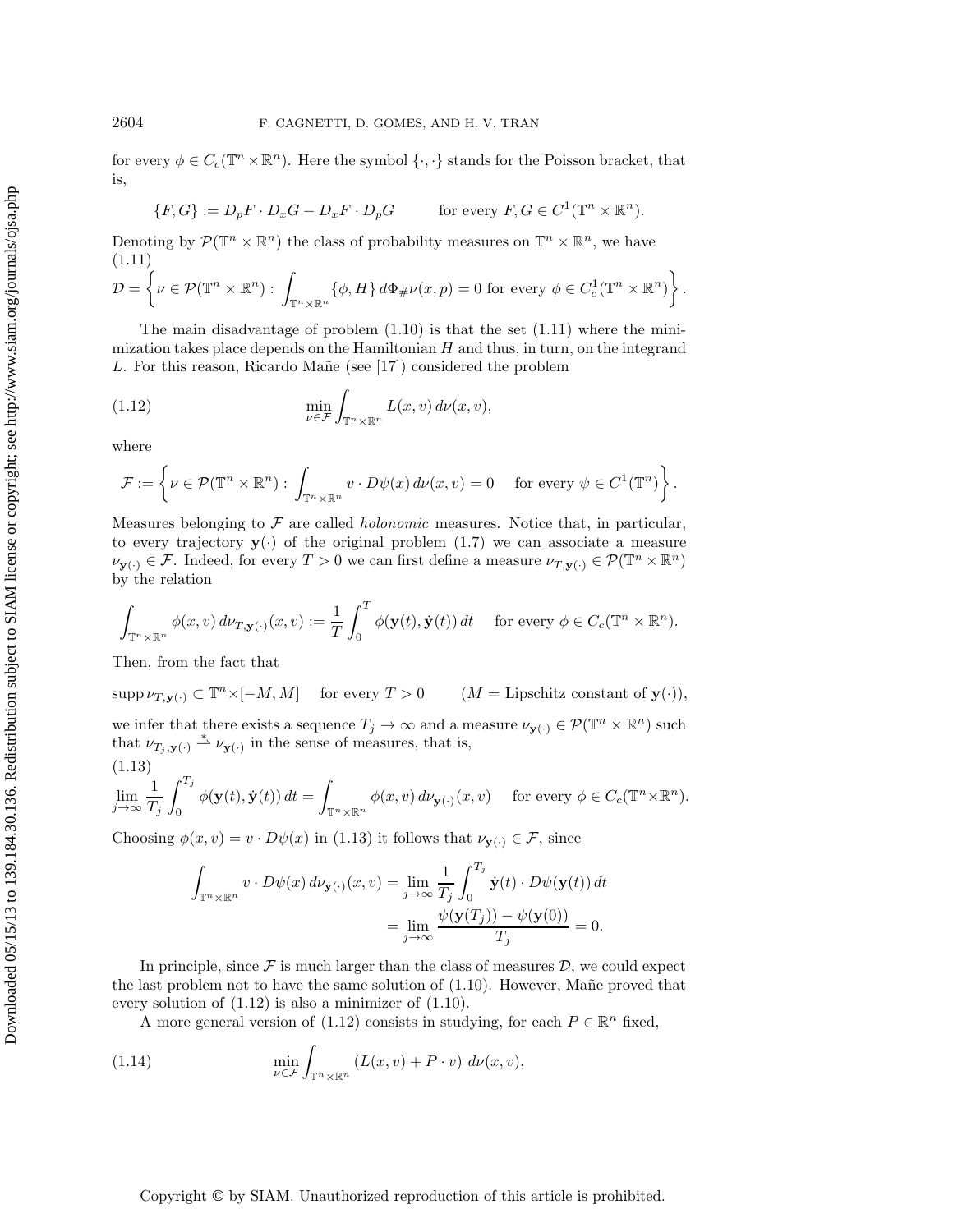for every $\phi \in C_c(\mathbb{T}^n \times \mathbb{R}^n)$. Here the symbol $\{\cdot,\cdot\}$ stands for the Poisson bracket, that is,

$$\{F, G\} := D_p F \cdot D_x G - D_x F \cdot D_p G \qquad \text{for every } F, G \in C^1(\mathbb{T}^n \times \mathbb{R}^n).$$

Denoting by $\mathcal{P}(\mathbb{T}^n \times \mathbb{R}^n)$ the class of probability measures on $\mathbb{T}^n \times \mathbb{R}^n$, we have

$$\mathcal{D} = \left\{ \nu \in \mathcal{P}(\mathbb{T}^n \times \mathbb{R}^n) : \int_{\mathbb{T}^n \times \mathbb{R}^n} \{\phi, H\}\, d\Phi_{\#}\nu(x,p) = 0 \text{ for every } \phi \in C_c^1(\mathbb{T}^n \times \mathbb{R}^n) \right\}. \tag{1.11}$$

The main disadvantage of problem (1.10) is that the set (1.11) where the minimization takes place depends on the Hamiltonian $H$ and thus, in turn, on the integrand $L$. For this reason, Ricardo Mañe (see [17]) considered the problem

$$\min_{\nu \in \mathcal{F}} \int_{\mathbb{T}^n \times \mathbb{R}^n} L(x,v)\, d\nu(x,v), \tag{1.12}$$

where

$$\mathcal{F} := \left\{ \nu \in \mathcal{P}(\mathbb{T}^n \times \mathbb{R}^n) : \int_{\mathbb{T}^n \times \mathbb{R}^n} v \cdot D\psi(x)\, d\nu(x,v) = 0 \quad \text{for every } \psi \in C^1(\mathbb{T}^n) \right\}.$$

Measures belonging to $\mathcal{F}$ are called *holonomic* measures. Notice that, in particular, to every trajectory $\mathbf{y}(\cdot)$ of the original problem (1.7) we can associate a measure $\nu_{\mathbf{y}(\cdot)} \in \mathcal{F}$. Indeed, for every $T > 0$ we can first define a measure $\nu_{T,\mathbf{y}(\cdot)} \in \mathcal{P}(\mathbb{T}^n \times \mathbb{R}^n)$ by the relation

$$\int_{\mathbb{T}^n \times \mathbb{R}^n} \phi(x,v)\, d\nu_{T,\mathbf{y}(\cdot)}(x,v) := \frac{1}{T}\int_0^T \phi(\mathbf{y}(t), \dot{\mathbf{y}}(t))\, dt \quad \text{ for every } \phi \in C_c(\mathbb{T}^n \times \mathbb{R}^n).$$

Then, from the fact that

$$\operatorname{supp} \nu_{T,\mathbf{y}(\cdot)} \subset \mathbb{T}^n \times [-M, M] \quad \text{ for every } T > 0 \qquad (M = \text{Lipschitz constant of } \mathbf{y}(\cdot)),$$

we infer that there exists a sequence $T_j \to \infty$ and a measure $\nu_{\mathbf{y}(\cdot)} \in \mathcal{P}(\mathbb{T}^n \times \mathbb{R}^n)$ such that $\nu_{T_j,\mathbf{y}(\cdot)} \overset{*}{\rightharpoonup} \nu_{\mathbf{y}(\cdot)}$ in the sense of measures, that is,

$$\lim_{j\to\infty} \frac{1}{T_j}\int_0^{T_j} \phi(\mathbf{y}(t), \dot{\mathbf{y}}(t))\, dt = \int_{\mathbb{T}^n \times \mathbb{R}^n} \phi(x,v)\, d\nu_{\mathbf{y}(\cdot)}(x,v) \quad \text{ for every } \phi \in C_c(\mathbb{T}^n \times \mathbb{R}^n). \tag{1.13}$$

Choosing $\phi(x,v) = v \cdot D\psi(x)$ in (1.13) it follows that $\nu_{\mathbf{y}(\cdot)} \in \mathcal{F}$, since

$$\begin{aligned}
\int_{\mathbb{T}^n \times \mathbb{R}^n} v \cdot D\psi(x)\, d\nu_{\mathbf{y}(\cdot)}(x,v) &= \lim_{j\to\infty} \frac{1}{T_j}\int_0^{T_j} \dot{\mathbf{y}}(t) \cdot D\psi(\mathbf{y}(t))\, dt \\
&= \lim_{j\to\infty} \frac{\psi(\mathbf{y}(T_j)) - \psi(\mathbf{y}(0))}{T_j} = 0.
\end{aligned}$$

In principle, since $\mathcal{F}$ is much larger than the class of measures $\mathcal{D}$, we could expect the last problem not to have the same solution of (1.10). However, Mañe proved that every solution of (1.12) is also a minimizer of (1.10).

A more general version of (1.12) consists in studying, for each $P \in \mathbb{R}^n$ fixed,

$$\min_{\nu \in \mathcal{F}} \int_{\mathbb{T}^n \times \mathbb{R}^n} \left(L(x,v) + P \cdot v\right)\, d\nu(x,v), \tag{1.14}$$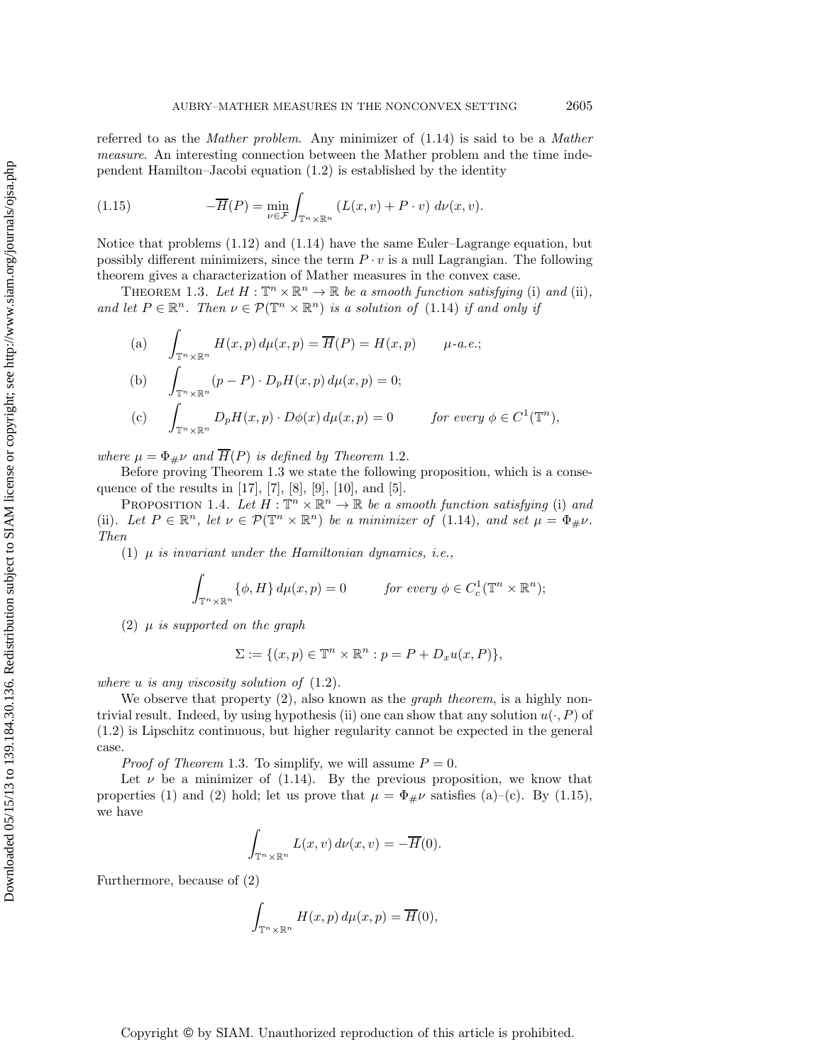referred to as the *Mather problem*. Any minimizer of (1.14) is said to be a *Mather measure*. An interesting connection between the Mather problem and the time independent Hamilton–Jacobi equation (1.2) is established by the identity

$$-\overline{H}(P) = \min_{\nu \in \mathcal{F}} \int_{\mathbb{T}^n \times \mathbb{R}^n} (L(x,v) + P \cdot v) \, d\nu(x,v). \tag{1.15}$$

Notice that problems (1.12) and (1.14) have the same Euler–Lagrange equation, but possibly different minimizers, since the term $P \cdot v$ is a null Lagrangian. The following theorem gives a characterization of Mather measures in the convex case.

THEOREM 1.3. *Let $H : \mathbb{T}^n \times \mathbb{R}^n \to \mathbb{R}$ be a smooth function satisfying* (i) *and* (ii)*, and let $P \in \mathbb{R}^n$. Then $\nu \in \mathcal{P}(\mathbb{T}^n \times \mathbb{R}^n)$ is a solution of* (1.14) *if and only if*

$$\text{(a)} \qquad \int_{\mathbb{T}^n \times \mathbb{R}^n} H(x,p) \, d\mu(x,p) = \overline{H}(P) = H(x,p) \qquad \mu\text{-a.e.};$$

$$\text{(b)} \qquad \int_{\mathbb{T}^n \times \mathbb{R}^n} (p - P) \cdot D_p H(x,p) \, d\mu(x,p) = 0;$$

$$\text{(c)} \qquad \int_{\mathbb{T}^n \times \mathbb{R}^n} D_p H(x,p) \cdot D\phi(x) \, d\mu(x,p) = 0 \qquad \text{for every } \phi \in C^1(\mathbb{T}^n),$$

*where $\mu = \Phi_\# \nu$ and $\overline{H}(P)$ is defined by Theorem* 1.2.

Before proving Theorem 1.3 we state the following proposition, which is a consequence of the results in [17], [7], [8], [9], [10], and [5].

PROPOSITION 1.4. *Let $H : \mathbb{T}^n \times \mathbb{R}^n \to \mathbb{R}$ be a smooth function satisfying* (i) *and* (ii)*. Let $P \in \mathbb{R}^n$, let $\nu \in \mathcal{P}(\mathbb{T}^n \times \mathbb{R}^n)$ be a minimizer of* (1.14)*, and set $\mu = \Phi_\# \nu$. Then*

(1) *$\mu$ is invariant under the Hamiltonian dynamics, i.e.,*

$$\int_{\mathbb{T}^n \times \mathbb{R}^n} \{\phi, H\} \, d\mu(x,p) = 0 \qquad \text{for every } \phi \in C_c^1(\mathbb{T}^n \times \mathbb{R}^n);$$

(2) *$\mu$ is supported on the graph*

$$\Sigma := \{(x,p) \in \mathbb{T}^n \times \mathbb{R}^n : p = P + D_x u(x,P)\},$$

*where $u$ is any viscosity solution of* (1.2).

We observe that property (2), also known as the *graph theorem*, is a highly nontrivial result. Indeed, by using hypothesis (ii) one can show that any solution $u(\cdot, P)$ of (1.2) is Lipschitz continuous, but higher regularity cannot be expected in the general case.

*Proof of Theorem* 1.3. To simplify, we will assume $P = 0$.

Let $\nu$ be a minimizer of (1.14). By the previous proposition, we know that properties (1) and (2) hold; let us prove that $\mu = \Phi_\# \nu$ satisfies (a)–(c). By (1.15), we have

$$\int_{\mathbb{T}^n \times \mathbb{R}^n} L(x,v) \, d\nu(x,v) = -\overline{H}(0).$$

Furthermore, because of (2)

$$\int_{\mathbb{T}^n \times \mathbb{R}^n} H(x,p) \, d\mu(x,p) = \overline{H}(0),$$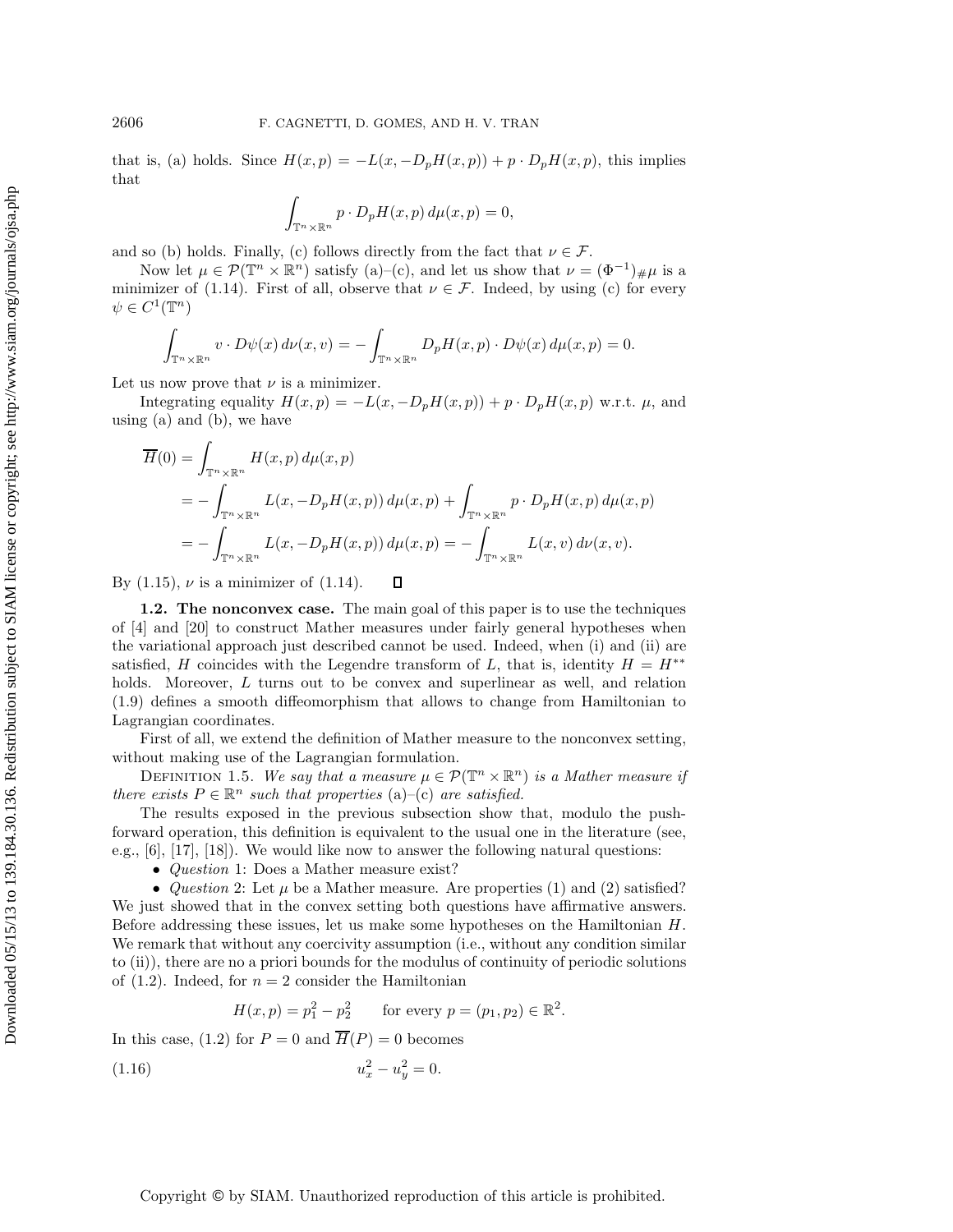that is, (a) holds. Since $H(x,p) = -L(x, -D_pH(x,p)) + p \cdot D_pH(x,p)$, this implies that

$$\int_{\mathbb{T}^n \times \mathbb{R}^n} p \cdot D_pH(x,p)\, d\mu(x,p) = 0,$$

and so (b) holds. Finally, (c) follows directly from the fact that $\nu \in \mathcal{F}$.

Now let $\mu \in \mathcal{P}(\mathbb{T}^n \times \mathbb{R}^n)$ satisfy (a)–(c), and let us show that $\nu = (\Phi^{-1})_{\#}\mu$ is a minimizer of (1.14). First of all, observe that $\nu \in \mathcal{F}$. Indeed, by using (c) for every $\psi \in C^1(\mathbb{T}^n)$

$$\int_{\mathbb{T}^n \times \mathbb{R}^n} v \cdot D\psi(x)\, d\nu(x,v) = -\int_{\mathbb{T}^n \times \mathbb{R}^n} D_pH(x,p) \cdot D\psi(x)\, d\mu(x,p) = 0.$$

Let us now prove that $\nu$ is a minimizer.

Integrating equality $H(x,p) = -L(x, -D_pH(x,p)) + p \cdot D_pH(x,p)$ w.r.t. $\mu$, and using (a) and (b), we have

$$\begin{aligned}
\overline{H}(0) &= \int_{\mathbb{T}^n \times \mathbb{R}^n} H(x,p)\, d\mu(x,p) \\
&= -\int_{\mathbb{T}^n \times \mathbb{R}^n} L(x, -D_pH(x,p))\, d\mu(x,p) + \int_{\mathbb{T}^n \times \mathbb{R}^n} p \cdot D_pH(x,p)\, d\mu(x,p) \\
&= -\int_{\mathbb{T}^n \times \mathbb{R}^n} L(x, -D_pH(x,p))\, d\mu(x,p) = -\int_{\mathbb{T}^n \times \mathbb{R}^n} L(x,v)\, d\nu(x,v).
\end{aligned}$$

By (1.15), $\nu$ is a minimizer of (1.14). $\square$

**1.2. The nonconvex case.** The main goal of this paper is to use the techniques of [4] and [20] to construct Mather measures under fairly general hypotheses when the variational approach just described cannot be used. Indeed, when (i) and (ii) are satisfied, $H$ coincides with the Legendre transform of $L$, that is, identity $H = H^{**}$ holds. Moreover, $L$ turns out to be convex and superlinear as well, and relation (1.9) defines a smooth diffeomorphism that allows to change from Hamiltonian to Lagrangian coordinates.

First of all, we extend the definition of Mather measure to the nonconvex setting, without making use of the Lagrangian formulation.

Definition 1.5. *We say that a measure $\mu \in \mathcal{P}(\mathbb{T}^n \times \mathbb{R}^n)$ is a Mather measure if there exists $P \in \mathbb{R}^n$ such that properties* (a)–(c) *are satisfied.*

The results exposed in the previous subsection show that, modulo the push-forward operation, this definition is equivalent to the usual one in the literature (see, e.g., [6], [17], [18]). We would like now to answer the following natural questions:

- *Question* 1: Does a Mather measure exist?
- *Question* 2: Let $\mu$ be a Mather measure. Are properties (1) and (2) satisfied?

We just showed that in the convex setting both questions have affirmative answers. Before addressing these issues, let us make some hypotheses on the Hamiltonian $H$. We remark that without any coercivity assumption (i.e., without any condition similar to (ii)), there are no a priori bounds for the modulus of continuity of periodic solutions of (1.2). Indeed, for $n = 2$ consider the Hamiltonian

$$H(x,p) = p_1^2 - p_2^2 \qquad \text{for every } p = (p_1, p_2) \in \mathbb{R}^2.$$

In this case, (1.2) for $P = 0$ and $\overline{H}(P) = 0$ becomes

$$u_x^2 - u_y^2 = 0. \tag{1.16}$$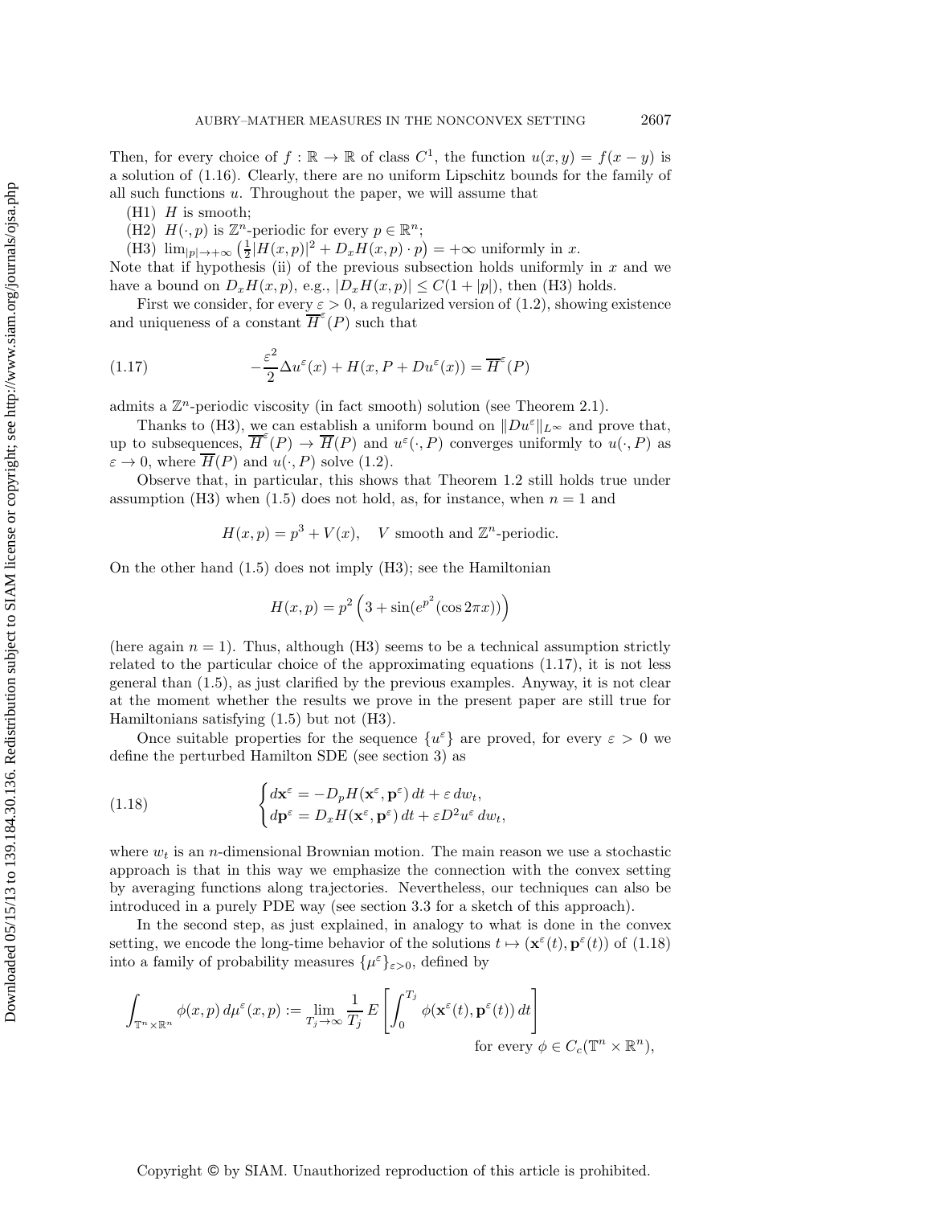Then, for every choice of $f : \mathbb{R} \to \mathbb{R}$ of class $C^1$, the function $u(x,y) = f(x-y)$ is a solution of (1.16). Clearly, there are no uniform Lipschitz bounds for the family of all such functions $u$. Throughout the paper, we will assume that

(H1) $H$ is smooth;

(H2) $H(\cdot, p)$ is $\mathbb{Z}^n$-periodic for every $p \in \mathbb{R}^n$;

(H3) $\lim_{|p|\to+\infty} \left(\frac{1}{2}|H(x,p)|^2 + D_x H(x,p) \cdot p\right) = +\infty$ uniformly in $x$.

Note that if hypothesis (ii) of the previous subsection holds uniformly in $x$ and we have a bound on $D_x H(x,p)$, e.g., $|D_x H(x,p)| \le C(1+|p|)$, then (H3) holds.

First we consider, for every $\varepsilon > 0$, a regularized version of (1.2), showing existence and uniqueness of a constant $\overline{H}^{\varepsilon}(P)$ such that

$$
-\frac{\varepsilon^2}{2}\Delta u^{\varepsilon}(x) + H(x, P + Du^{\varepsilon}(x)) = \overline{H}^{\varepsilon}(P) \tag{1.17}
$$

admits a $\mathbb{Z}^n$-periodic viscosity (in fact smooth) solution (see Theorem 2.1).

Thanks to (H3), we can establish a uniform bound on $\|Du^{\varepsilon}\|_{L^\infty}$ and prove that, up to subsequences, $\overline{H}^{\varepsilon}(P) \to \overline{H}(P)$ and $u^{\varepsilon}(\cdot, P)$ converges uniformly to $u(\cdot, P)$ as $\varepsilon \to 0$, where $\overline{H}(P)$ and $u(\cdot, P)$ solve (1.2).

Observe that, in particular, this shows that Theorem 1.2 still holds true under assumption (H3) when (1.5) does not hold, as, for instance, when $n = 1$ and

$$
H(x,p) = p^3 + V(x), \quad V \text{ smooth and } \mathbb{Z}^n\text{-periodic.}
$$

On the other hand (1.5) does not imply (H3); see the Hamiltonian

$$
H(x,p) = p^2\left(3 + \sin(e^{p^2}(\cos 2\pi x))\right)
$$

(here again $n = 1$). Thus, although (H3) seems to be a technical assumption strictly related to the particular choice of the approximating equations (1.17), it is not less general than (1.5), as just clarified by the previous examples. Anyway, it is not clear at the moment whether the results we prove in the present paper are still true for Hamiltonians satisfying (1.5) but not (H3).

Once suitable properties for the sequence $\{u^{\varepsilon}\}$ are proved, for every $\varepsilon > 0$ we define the perturbed Hamilton SDE (see section 3) as

$$
\begin{cases} d\mathbf{x}^{\varepsilon} = -D_p H(\mathbf{x}^{\varepsilon}, \mathbf{p}^{\varepsilon})\, dt + \varepsilon\, dw_t, \\ d\mathbf{p}^{\varepsilon} = D_x H(\mathbf{x}^{\varepsilon}, \mathbf{p}^{\varepsilon})\, dt + \varepsilon D^2 u^{\varepsilon}\, dw_t, \end{cases} \tag{1.18}
$$

where $w_t$ is an $n$-dimensional Brownian motion. The main reason we use a stochastic approach is that in this way we emphasize the connection with the convex setting by averaging functions along trajectories. Nevertheless, our techniques can also be introduced in a purely PDE way (see section 3.3 for a sketch of this approach).

In the second step, as just explained, in analogy to what is done in the convex setting, we encode the long-time behavior of the solutions $t \mapsto (\mathbf{x}^{\varepsilon}(t), \mathbf{p}^{\varepsilon}(t))$ of (1.18) into a family of probability measures $\{\mu^{\varepsilon}\}_{\varepsilon>0}$, defined by

$$
\int_{\mathbb{T}^n \times \mathbb{R}^n} \phi(x,p)\, d\mu^{\varepsilon}(x,p) := \lim_{T_j \to \infty} \frac{1}{T_j} E\left[\int_0^{T_j} \phi(\mathbf{x}^{\varepsilon}(t), \mathbf{p}^{\varepsilon}(t))\, dt\right] \quad \text{for every } \phi \in C_c(\mathbb{T}^n \times \mathbb{R}^n),
$$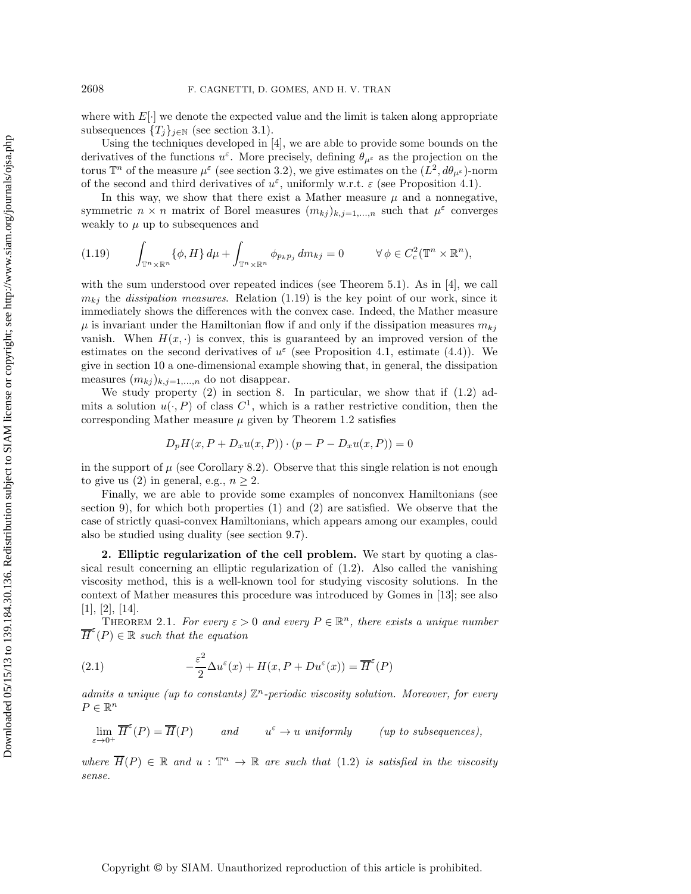where with $E[\cdot]$ we denote the expected value and the limit is taken along appropriate subsequences $\{T_j\}_{j\in\mathbb{N}}$ (see section 3.1).

Using the techniques developed in [4], we are able to provide some bounds on the derivatives of the functions $u^\varepsilon$. More precisely, defining $\theta_{\mu^\varepsilon}$ as the projection on the torus $\mathbb{T}^n$ of the measure $\mu^\varepsilon$ (see section 3.2), we give estimates on the $(L^2, d\theta_{\mu^\varepsilon})$-norm of the second and third derivatives of $u^\varepsilon$, uniformly w.r.t. $\varepsilon$ (see Proposition 4.1).

In this way, we show that there exist a Mather measure $\mu$ and a nonnegative, symmetric $n \times n$ matrix of Borel measures $(m_{kj})_{k,j=1,\dots,n}$ such that $\mu^\varepsilon$ converges weakly to $\mu$ up to subsequences and

$$\int_{\mathbb{T}^n\times\mathbb{R}^n} \{\phi, H\}\, d\mu + \int_{\mathbb{T}^n\times\mathbb{R}^n} \phi_{p_k p_j}\, dm_{kj} = 0 \qquad \forall\, \phi \in C_c^2(\mathbb{T}^n \times \mathbb{R}^n), \tag{1.19}$$

with the sum understood over repeated indices (see Theorem 5.1). As in [4], we call $m_{kj}$ the *dissipation measures*. Relation (1.19) is the key point of our work, since it immediately shows the differences with the convex case. Indeed, the Mather measure $\mu$ is invariant under the Hamiltonian flow if and only if the dissipation measures $m_{kj}$ vanish. When $H(x,\cdot)$ is convex, this is guaranteed by an improved version of the estimates on the second derivatives of $u^\varepsilon$ (see Proposition 4.1, estimate (4.4)). We give in section 10 a one-dimensional example showing that, in general, the dissipation measures $(m_{kj})_{k,j=1,\dots,n}$ do not disappear.

We study property (2) in section 8. In particular, we show that if (1.2) admits a solution $u(\cdot, P)$ of class $C^1$, which is a rather restrictive condition, then the corresponding Mather measure $\mu$ given by Theorem 1.2 satisfies

$$D_p H(x, P + D_x u(x,P)) \cdot (p - P - D_x u(x,P)) = 0$$

in the support of $\mu$ (see Corollary 8.2). Observe that this single relation is not enough to give us (2) in general, e.g., $n \geq 2$.

Finally, we are able to provide some examples of nonconvex Hamiltonians (see section 9), for which both properties (1) and (2) are satisfied. We observe that the case of strictly quasi-convex Hamiltonians, which appears among our examples, could also be studied using duality (see section 9.7).

## 2. Elliptic regularization of the cell problem.

We start by quoting a classical result concerning an elliptic regularization of (1.2). Also called the vanishing viscosity method, this is a well-known tool for studying viscosity solutions. In the context of Mather measures this procedure was introduced by Gomes in [13]; see also [1], [2], [14].

THEOREM 2.1. *For every $\varepsilon > 0$ and every $P \in \mathbb{R}^n$, there exists a unique number $\overline{H}^\varepsilon(P) \in \mathbb{R}$ such that the equation*

$$-\frac{\varepsilon^2}{2}\Delta u^\varepsilon(x) + H(x, P + Du^\varepsilon(x)) = \overline{H}^\varepsilon(P) \tag{2.1}$$

*admits a unique (up to constants) $\mathbb{Z}^n$-periodic viscosity solution. Moreover, for every $P \in \mathbb{R}^n$*

$$\lim_{\varepsilon\to 0^+} \overline{H}^\varepsilon(P) = \overline{H}(P) \qquad \text{and} \qquad u^\varepsilon \to u \text{ uniformly} \qquad \text{(up to subsequences)},$$

*where $\overline{H}(P) \in \mathbb{R}$ and $u : \mathbb{T}^n \to \mathbb{R}$ are such that (1.2) is satisfied in the viscosity sense.*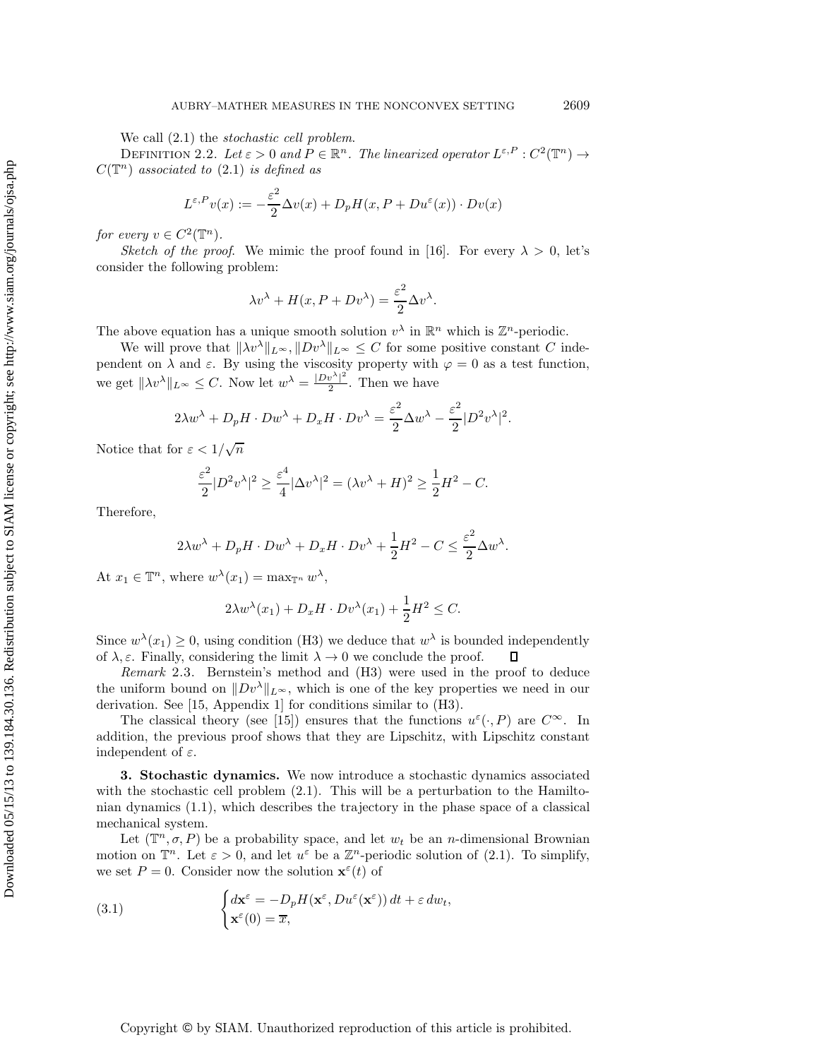We call (2.1) the *stochastic cell problem*.

Definition 2.2. *Let $\varepsilon > 0$ and $P \in \mathbb{R}^n$. The linearized operator $L^{\varepsilon,P} : C^2(\mathbb{T}^n) \to C(\mathbb{T}^n)$ associated to* (2.1) *is defined as*

$$L^{\varepsilon,P}v(x) := -\frac{\varepsilon^2}{2}\Delta v(x) + D_pH(x, P + Du^\varepsilon(x)) \cdot Dv(x)$$

*for every $v \in C^2(\mathbb{T}^n)$.*

*Sketch of the proof.* We mimic the proof found in [16]. For every $\lambda > 0$, let's consider the following problem:

$$\lambda v^\lambda + H(x, P + Dv^\lambda) = \frac{\varepsilon^2}{2}\Delta v^\lambda.$$

The above equation has a unique smooth solution $v^\lambda$ in $\mathbb{R}^n$ which is $\mathbb{Z}^n$-periodic.

We will prove that $\|\lambda v^\lambda\|_{L^\infty}, \|Dv^\lambda\|_{L^\infty} \le C$ for some positive constant $C$ independent on $\lambda$ and $\varepsilon$. By using the viscosity property with $\varphi = 0$ as a test function, we get $\|\lambda v^\lambda\|_{L^\infty} \le C$. Now let $w^\lambda = \frac{|Dv^\lambda|^2}{2}$. Then we have

$$2\lambda w^\lambda + D_pH \cdot Dw^\lambda + D_xH \cdot Dv^\lambda = \frac{\varepsilon^2}{2}\Delta w^\lambda - \frac{\varepsilon^2}{2}|D^2 v^\lambda|^2.$$

Notice that for $\varepsilon < 1/\sqrt{n}$

$$\frac{\varepsilon^2}{2}|D^2 v^\lambda|^2 \ge \frac{\varepsilon^4}{4}|\Delta v^\lambda|^2 = (\lambda v^\lambda + H)^2 \ge \frac{1}{2}H^2 - C.$$

Therefore,

$$2\lambda w^\lambda + D_pH \cdot Dw^\lambda + D_xH \cdot Dv^\lambda + \frac{1}{2}H^2 - C \le \frac{\varepsilon^2}{2}\Delta w^\lambda.$$

At $x_1 \in \mathbb{T}^n$, where $w^\lambda(x_1) = \max_{\mathbb{T}^n} w^\lambda$,

$$2\lambda w^\lambda(x_1) + D_xH \cdot Dv^\lambda(x_1) + \frac{1}{2}H^2 \le C.$$

Since $w^\lambda(x_1) \ge 0$, using condition (H3) we deduce that $w^\lambda$ is bounded independently of $\lambda, \varepsilon$. Finally, considering the limit $\lambda \to 0$ we conclude the proof. $\square$

*Remark* 2.3. Bernstein's method and (H3) were used in the proof to deduce the uniform bound on $\|Dv^\lambda\|_{L^\infty}$, which is one of the key properties we need in our derivation. See [15, Appendix 1] for conditions similar to (H3).

The classical theory (see [15]) ensures that the functions $u^\varepsilon(\cdot, P)$ are $C^\infty$. In addition, the previous proof shows that they are Lipschitz, with Lipschitz constant independent of $\varepsilon$.

## 3. Stochastic dynamics.

We now introduce a stochastic dynamics associated with the stochastic cell problem (2.1). This will be a perturbation to the Hamiltonian dynamics (1.1), which describes the trajectory in the phase space of a classical mechanical system.

Let $(\mathbb{T}^n, \sigma, P)$ be a probability space, and let $w_t$ be an $n$-dimensional Brownian motion on $\mathbb{T}^n$. Let $\varepsilon > 0$, and let $u^\varepsilon$ be a $\mathbb{Z}^n$-periodic solution of (2.1). To simplify, we set $P = 0$. Consider now the solution $\mathbf{x}^\varepsilon(t)$ of

$$\begin{cases} d\mathbf{x}^\varepsilon = -D_pH(\mathbf{x}^\varepsilon, Du^\varepsilon(\mathbf{x}^\varepsilon))\,dt + \varepsilon\,dw_t, \\ \mathbf{x}^\varepsilon(0) = \overline{x}, \end{cases} \tag{3.1}$$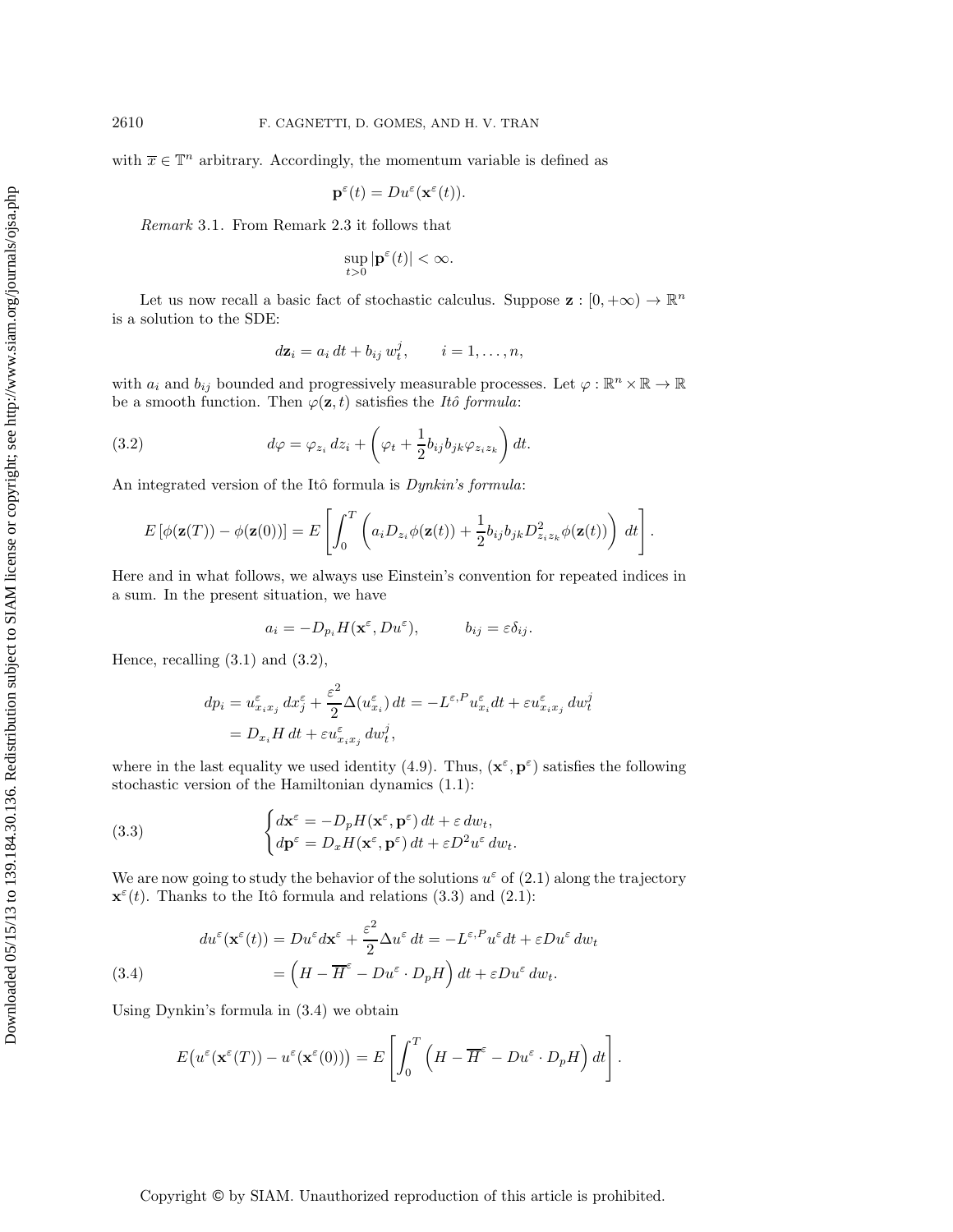with $\overline{x} \in \mathbb{T}^n$ arbitrary. Accordingly, the momentum variable is defined as

$$\mathbf{p}^\varepsilon(t) = Du^\varepsilon(\mathbf{x}^\varepsilon(t)).$$

*Remark* 3.1. From Remark 2.3 it follows that

$$\sup_{t>0} |\mathbf{p}^\varepsilon(t)| < \infty.$$

Let us now recall a basic fact of stochastic calculus. Suppose $\mathbf{z} : [0, +\infty) \to \mathbb{R}^n$ is a solution to the SDE:

$$d\mathbf{z}_i = a_i \, dt + b_{ij} \, w_t^j, \qquad i = 1, \ldots, n,$$

with $a_i$ and $b_{ij}$ bounded and progressively measurable processes. Let $\varphi : \mathbb{R}^n \times \mathbb{R} \to \mathbb{R}$ be a smooth function. Then $\varphi(\mathbf{z}, t)$ satisfies the *Itô formula*:

$$d\varphi = \varphi_{z_i} \, dz_i + \left( \varphi_t + \frac{1}{2} b_{ij} b_{jk} \varphi_{z_i z_k} \right) dt. \tag{3.2}$$

An integrated version of the Itô formula is *Dynkin's formula*:

$$E\left[\phi(\mathbf{z}(T)) - \phi(\mathbf{z}(0))\right] = E\left[ \int_0^T \left( a_i D_{z_i} \phi(\mathbf{z}(t)) + \frac{1}{2} b_{ij} b_{jk} D^2_{z_i z_k} \phi(\mathbf{z}(t)) \right) dt \right].$$

Here and in what follows, we always use Einstein's convention for repeated indices in a sum. In the present situation, we have

$$a_i = -D_{p_i} H(\mathbf{x}^\varepsilon, Du^\varepsilon), \qquad b_{ij} = \varepsilon \delta_{ij}.$$

Hence, recalling (3.1) and (3.2),

$$\begin{aligned} dp_i &= u^\varepsilon_{x_i x_j} \, dx_j^\varepsilon + \frac{\varepsilon^2}{2} \Delta(u^\varepsilon_{x_i}) \, dt = -L^{\varepsilon, P} u^\varepsilon_{x_i} dt + \varepsilon u^\varepsilon_{x_i x_j} \, dw_t^j \\ &= D_{x_i} H \, dt + \varepsilon u^\varepsilon_{x_i x_j} \, dw_t^j, \end{aligned}$$

where in the last equality we used identity (4.9). Thus, $(\mathbf{x}^\varepsilon, \mathbf{p}^\varepsilon)$ satisfies the following stochastic version of the Hamiltonian dynamics (1.1):

$$\begin{cases} d\mathbf{x}^\varepsilon = -D_p H(\mathbf{x}^\varepsilon, \mathbf{p}^\varepsilon) \, dt + \varepsilon \, dw_t, \\ d\mathbf{p}^\varepsilon = D_x H(\mathbf{x}^\varepsilon, \mathbf{p}^\varepsilon) \, dt + \varepsilon D^2 u^\varepsilon \, dw_t. \end{cases} \tag{3.3}$$

We are now going to study the behavior of the solutions $u^\varepsilon$ of (2.1) along the trajectory $\mathbf{x}^\varepsilon(t)$. Thanks to the Itô formula and relations (3.3) and (2.1):

$$\begin{aligned} du^\varepsilon(\mathbf{x}^\varepsilon(t)) &= Du^\varepsilon d\mathbf{x}^\varepsilon + \frac{\varepsilon^2}{2} \Delta u^\varepsilon \, dt = -L^{\varepsilon, P} u^\varepsilon dt + \varepsilon Du^\varepsilon \, dw_t \\ &= \left( H - \overline{H}^\varepsilon - Du^\varepsilon \cdot D_p H \right) dt + \varepsilon Du^\varepsilon \, dw_t. \end{aligned} \tag{3.4}$$

Using Dynkin's formula in (3.4) we obtain

$$E\big(u^\varepsilon(\mathbf{x}^\varepsilon(T)) - u^\varepsilon(\mathbf{x}^\varepsilon(0))\big) = E\left[ \int_0^T \left( H - \overline{H}^\varepsilon - Du^\varepsilon \cdot D_p H \right) dt \right].$$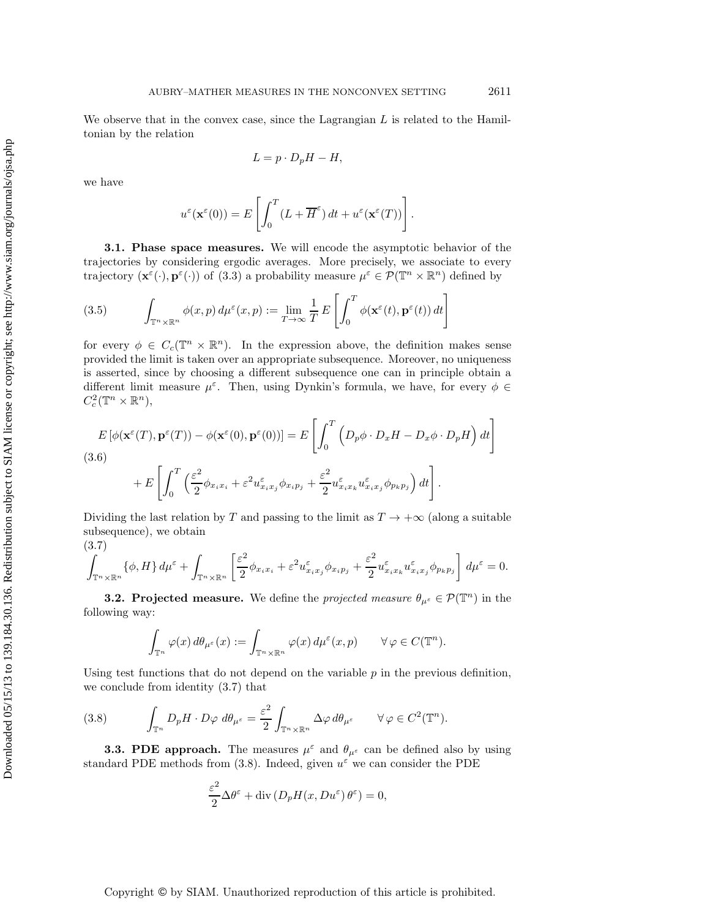We observe that in the convex case, since the Lagrangian $L$ is related to the Hamiltonian by the relation

$$L = p \cdot D_p H - H,$$

we have

$$u^\varepsilon(\mathbf{x}^\varepsilon(0)) = E\left[\int_0^T (L + \overline{H}^\varepsilon)\, dt + u^\varepsilon(\mathbf{x}^\varepsilon(T))\right].$$

### 3.1. Phase space measures.

We will encode the asymptotic behavior of the trajectories by considering ergodic averages. More precisely, we associate to every trajectory $(\mathbf{x}^\varepsilon(\cdot), \mathbf{p}^\varepsilon(\cdot))$ of (3.3) a probability measure $\mu^\varepsilon \in \mathcal{P}(\mathbb{T}^n \times \mathbb{R}^n)$ defined by

$$\int_{\mathbb{T}^n \times \mathbb{R}^n} \phi(x,p)\, d\mu^\varepsilon(x,p) := \lim_{T\to\infty} \frac{1}{T} E\left[\int_0^T \phi(\mathbf{x}^\varepsilon(t), \mathbf{p}^\varepsilon(t))\, dt\right] \tag{3.5}$$

for every $\phi \in C_c(\mathbb{T}^n \times \mathbb{R}^n)$. In the expression above, the definition makes sense provided the limit is taken over an appropriate subsequence. Moreover, no uniqueness is asserted, since by choosing a different subsequence one can in principle obtain a different limit measure $\mu^\varepsilon$. Then, using Dynkin's formula, we have, for every $\phi \in C_c^2(\mathbb{T}^n \times \mathbb{R}^n)$,

$$\begin{aligned} E\left[\phi(\mathbf{x}^\varepsilon(T), \mathbf{p}^\varepsilon(T)) - \phi(\mathbf{x}^\varepsilon(0), \mathbf{p}^\varepsilon(0))\right] &= E\left[\int_0^T \Big(D_p\phi \cdot D_x H - D_x\phi \cdot D_p H\Big)\, dt\right] \\ &\quad + E\left[\int_0^T \Big(\frac{\varepsilon^2}{2}\phi_{x_i x_i} + \varepsilon^2 u^\varepsilon_{x_i x_j}\phi_{x_i p_j} + \frac{\varepsilon^2}{2} u^\varepsilon_{x_i x_k} u^\varepsilon_{x_i x_j}\phi_{p_k p_j}\Big)\, dt\right]. \end{aligned} \tag{3.6}$$

Dividing the last relation by $T$ and passing to the limit as $T \to +\infty$ (along a suitable subsequence), we obtain

$$\int_{\mathbb{T}^n \times \mathbb{R}^n} \{\phi, H\}\, d\mu^\varepsilon + \int_{\mathbb{T}^n \times \mathbb{R}^n} \left[\frac{\varepsilon^2}{2}\phi_{x_i x_i} + \varepsilon^2 u^\varepsilon_{x_i x_j}\phi_{x_i p_j} + \frac{\varepsilon^2}{2} u^\varepsilon_{x_i x_k} u^\varepsilon_{x_i x_j}\phi_{p_k p_j}\right] d\mu^\varepsilon = 0. \tag{3.7}$$

### 3.2. Projected measure.

We define the *projected measure* $\theta_{\mu^\varepsilon} \in \mathcal{P}(\mathbb{T}^n)$ in the following way:

$$\int_{\mathbb{T}^n} \varphi(x)\, d\theta_{\mu^\varepsilon}(x) := \int_{\mathbb{T}^n \times \mathbb{R}^n} \varphi(x)\, d\mu^\varepsilon(x,p) \qquad \forall\, \varphi \in C(\mathbb{T}^n).$$

Using test functions that do not depend on the variable $p$ in the previous definition, we conclude from identity (3.7) that

$$\int_{\mathbb{T}^n} D_p H \cdot D\varphi \; d\theta_{\mu^\varepsilon} = \frac{\varepsilon^2}{2} \int_{\mathbb{T}^n \times \mathbb{R}^n} \Delta\varphi \, d\theta_{\mu^\varepsilon} \qquad \forall\, \varphi \in C^2(\mathbb{T}^n). \tag{3.8}$$

### 3.3. PDE approach.

The measures $\mu^\varepsilon$ and $\theta_{\mu^\varepsilon}$ can be defined also by using standard PDE methods from (3.8). Indeed, given $u^\varepsilon$ we can consider the PDE

$$\frac{\varepsilon^2}{2}\Delta\theta^\varepsilon + \operatorname{div}\left(D_p H(x, Du^\varepsilon)\, \theta^\varepsilon\right) = 0,$$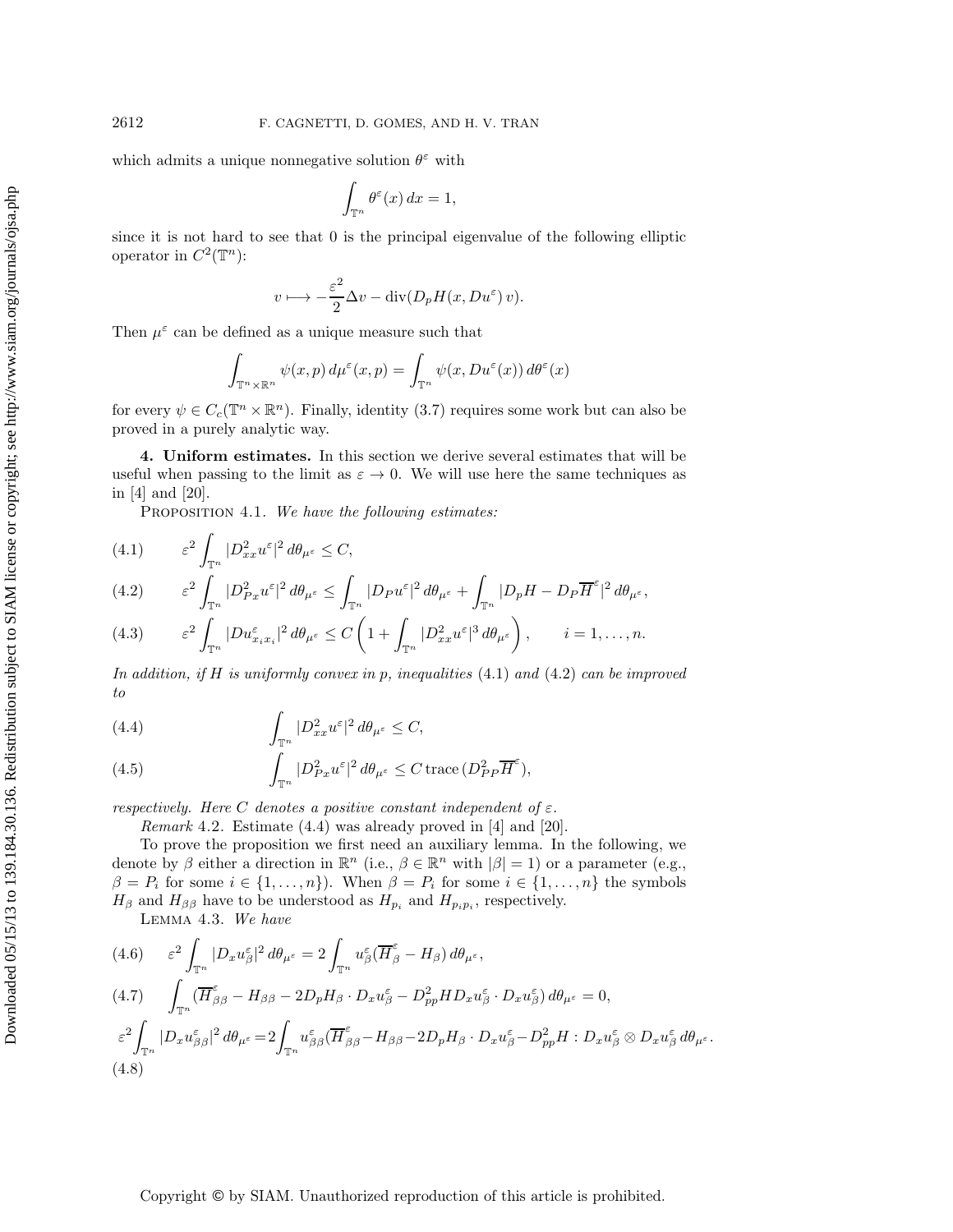which admits a unique nonnegative solution $\theta^\varepsilon$ with

$$\int_{\mathbb{T}^n} \theta^\varepsilon(x)\, dx = 1,$$

since it is not hard to see that 0 is the principal eigenvalue of the following elliptic operator in $C^2(\mathbb{T}^n)$:

$$v \longmapsto -\frac{\varepsilon^2}{2}\Delta v - \operatorname{div}(D_p H(x, Du^\varepsilon)\, v).$$

Then $\mu^\varepsilon$ can be defined as a unique measure such that

$$\int_{\mathbb{T}^n\times\mathbb{R}^n} \psi(x,p)\, d\mu^\varepsilon(x,p) = \int_{\mathbb{T}^n} \psi(x, Du^\varepsilon(x))\, d\theta^\varepsilon(x)$$

for every $\psi \in C_c(\mathbb{T}^n \times \mathbb{R}^n)$. Finally, identity (3.7) requires some work but can also be proved in a purely analytic way.

## 4. Uniform estimates.

In this section we derive several estimates that will be useful when passing to the limit as $\varepsilon \to 0$. We will use here the same techniques as in [4] and [20].

Proposition 4.1. *We have the following estimates:*

$$\varepsilon^2 \int_{\mathbb{T}^n} |D^2_{xx} u^\varepsilon|^2\, d\theta_{\mu^\varepsilon} \le C, \tag{4.1}$$

$$\varepsilon^2 \int_{\mathbb{T}^n} |D^2_{Px} u^\varepsilon|^2\, d\theta_{\mu^\varepsilon} \le \int_{\mathbb{T}^n} |D_P u^\varepsilon|^2\, d\theta_{\mu^\varepsilon} + \int_{\mathbb{T}^n} |D_p H - D_P \overline{H}^\varepsilon|^2\, d\theta_{\mu^\varepsilon}, \tag{4.2}$$

$$\varepsilon^2 \int_{\mathbb{T}^n} |Du^\varepsilon_{x_i x_i}|^2\, d\theta_{\mu^\varepsilon} \le C\left(1 + \int_{\mathbb{T}^n} |D^2_{xx} u^\varepsilon|^3\, d\theta_{\mu^\varepsilon}\right), \qquad i = 1, \ldots, n. \tag{4.3}$$

*In addition, if $H$ is uniformly convex in $p$, inequalities* (4.1) *and* (4.2) *can be improved to*

$$\int_{\mathbb{T}^n} |D^2_{xx} u^\varepsilon|^2\, d\theta_{\mu^\varepsilon} \le C, \tag{4.4}$$

$$\int_{\mathbb{T}^n} |D^2_{Px} u^\varepsilon|^2\, d\theta_{\mu^\varepsilon} \le C\,\mathrm{trace}\,(D^2_{PP}\overline{H}^\varepsilon), \tag{4.5}$$

*respectively. Here $C$ denotes a positive constant independent of $\varepsilon$.*

*Remark* 4.2. Estimate (4.4) was already proved in [4] and [20].

To prove the proposition we first need an auxiliary lemma. In the following, we denote by $\beta$ either a direction in $\mathbb{R}^n$ (i.e., $\beta \in \mathbb{R}^n$ with $|\beta| = 1$) or a parameter (e.g., $\beta = P_i$ for some $i \in \{1, \ldots, n\}$). When $\beta = P_i$ for some $i \in \{1, \ldots, n\}$ the symbols $H_\beta$ and $H_{\beta\beta}$ have to be understood as $H_{p_i}$ and $H_{p_i p_i}$, respectively.

Lemma 4.3. *We have*

$$\varepsilon^2 \int_{\mathbb{T}^n} |D_x u^\varepsilon_\beta|^2\, d\theta_{\mu^\varepsilon} = 2\int_{\mathbb{T}^n} u^\varepsilon_\beta (\overline{H}^\varepsilon_\beta - H_\beta)\, d\theta_{\mu^\varepsilon}, \tag{4.6}$$

$$\int_{\mathbb{T}^n} (\overline{H}^\varepsilon_{\beta\beta} - H_{\beta\beta} - 2D_p H_\beta \cdot D_x u^\varepsilon_\beta - D^2_{pp} H D_x u^\varepsilon_\beta \cdot D_x u^\varepsilon_\beta)\, d\theta_{\mu^\varepsilon} = 0, \tag{4.7}$$

$$\varepsilon^2 \int_{\mathbb{T}^n} |D_x u^\varepsilon_{\beta\beta}|^2\, d\theta_{\mu^\varepsilon} = 2\int_{\mathbb{T}^n} u^\varepsilon_{\beta\beta} (\overline{H}^\varepsilon_{\beta\beta} - H_{\beta\beta} - 2D_p H_\beta \cdot D_x u^\varepsilon_\beta - D^2_{pp} H : D_x u^\varepsilon_\beta \otimes D_x u^\varepsilon_\beta\, d\theta_{\mu^\varepsilon}. \tag{4.8}$$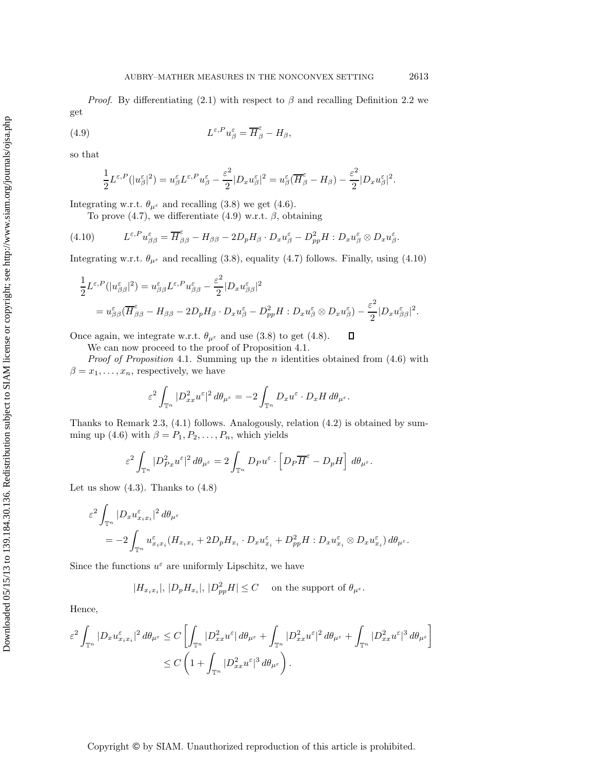*Proof*. By differentiating (2.1) with respect to $\beta$ and recalling Definition 2.2 we get

$$L^{\varepsilon,P} u^\varepsilon_\beta = \overline{H}^\varepsilon_\beta - H_\beta, \tag{4.9}$$

so that

$$\frac{1}{2} L^{\varepsilon,P}(|u^\varepsilon_\beta|^2) = u^\varepsilon_\beta L^{\varepsilon,P} u^\varepsilon_\beta - \frac{\varepsilon^2}{2}|D_x u^\varepsilon_\beta|^2 = u^\varepsilon_\beta(\overline{H}^\varepsilon_\beta - H_\beta) - \frac{\varepsilon^2}{2}|D_x u^\varepsilon_\beta|^2.$$

Integrating w.r.t. $\theta_{\mu^\varepsilon}$ and recalling (3.8) we get (4.6).

To prove (4.7), we differentiate (4.9) w.r.t. $\beta$, obtaining

$$L^{\varepsilon,P} u^\varepsilon_{\beta\beta} = \overline{H}^\varepsilon_{\beta\beta} - H_{\beta\beta} - 2D_p H_\beta \cdot D_x u^\varepsilon_\beta - D^2_{pp} H : D_x u^\varepsilon_\beta \otimes D_x u^\varepsilon_\beta. \tag{4.10}$$

Integrating w.r.t. $\theta_{\mu^\varepsilon}$ and recalling (3.8), equality (4.7) follows. Finally, using (4.10)

$$\begin{aligned}
\frac{1}{2} L^{\varepsilon,P}(|u^\varepsilon_{\beta\beta}|^2) &= u^\varepsilon_{\beta\beta} L^{\varepsilon,P} u^\varepsilon_{\beta\beta} - \frac{\varepsilon^2}{2}|D_x u^\varepsilon_{\beta\beta}|^2 \\
&= u^\varepsilon_{\beta\beta}(\overline{H}^\varepsilon_{\beta\beta} - H_{\beta\beta} - 2D_p H_\beta \cdot D_x u^\varepsilon_\beta - D^2_{pp} H : D_x u^\varepsilon_\beta \otimes D_x u^\varepsilon_\beta) - \frac{\varepsilon^2}{2}|D_x u^\varepsilon_{\beta\beta}|^2.
\end{aligned}$$

Once again, we integrate w.r.t. $\theta_{\mu^\varepsilon}$ and use (3.8) to get (4.8). ◻

We can now proceed to the proof of Proposition 4.1.

*Proof of Proposition* 4.1. Summing up the $n$ identities obtained from (4.6) with $\beta = x_1, \ldots, x_n$, respectively, we have

$$\varepsilon^2 \int_{\mathbb{T}^n} |D^2_{xx} u^\varepsilon|^2 \, d\theta_{\mu^\varepsilon} = -2 \int_{\mathbb{T}^n} D_x u^\varepsilon \cdot D_x H \, d\theta_{\mu^\varepsilon}.$$

Thanks to Remark 2.3, (4.1) follows. Analogously, relation (4.2) is obtained by summing up (4.6) with $\beta = P_1, P_2, \ldots, P_n$, which yields

$$\varepsilon^2 \int_{\mathbb{T}^n} |D^2_{Px} u^\varepsilon|^2 \, d\theta_{\mu^\varepsilon} = 2 \int_{\mathbb{T}^n} D_P u^\varepsilon \cdot \left[ D_P \overline{H}^\varepsilon - D_p H \right] \, d\theta_{\mu^\varepsilon}.$$

Let us show (4.3). Thanks to (4.8)

$$\begin{aligned}
&\varepsilon^2 \int_{\mathbb{T}^n} |D_x u^\varepsilon_{x_i x_i}|^2 \, d\theta_{\mu^\varepsilon} \\
&\quad = -2 \int_{\mathbb{T}^n} u^\varepsilon_{x_i x_i} (H_{x_i x_i} + 2D_p H_{x_i} \cdot D_x u^\varepsilon_{x_i} + D^2_{pp} H : D_x u^\varepsilon_{x_i} \otimes D_x u^\varepsilon_{x_i}) \, d\theta_{\mu^\varepsilon}.
\end{aligned}$$

Since the functions $u^\varepsilon$ are uniformly Lipschitz, we have

$$|H_{x_i x_i}|, \, |D_p H_{x_i}|, \, |D^2_{pp} H| \le C \quad \text{ on the support of } \theta_{\mu^\varepsilon}.$$

Hence,

$$\begin{aligned}
\varepsilon^2 \int_{\mathbb{T}^n} |D_x u^\varepsilon_{x_i x_i}|^2 \, d\theta_{\mu^\varepsilon} &\le C \left[ \int_{\mathbb{T}^n} |D^2_{xx} u^\varepsilon| \, d\theta_{\mu^\varepsilon} + \int_{\mathbb{T}^n} |D^2_{xx} u^\varepsilon|^2 \, d\theta_{\mu^\varepsilon} + \int_{\mathbb{T}^n} |D^2_{xx} u^\varepsilon|^3 \, d\theta_{\mu^\varepsilon} \right] \\
&\le C \left( 1 + \int_{\mathbb{T}^n} |D^2_{xx} u^\varepsilon|^3 \, d\theta_{\mu^\varepsilon} \right).
\end{aligned}$$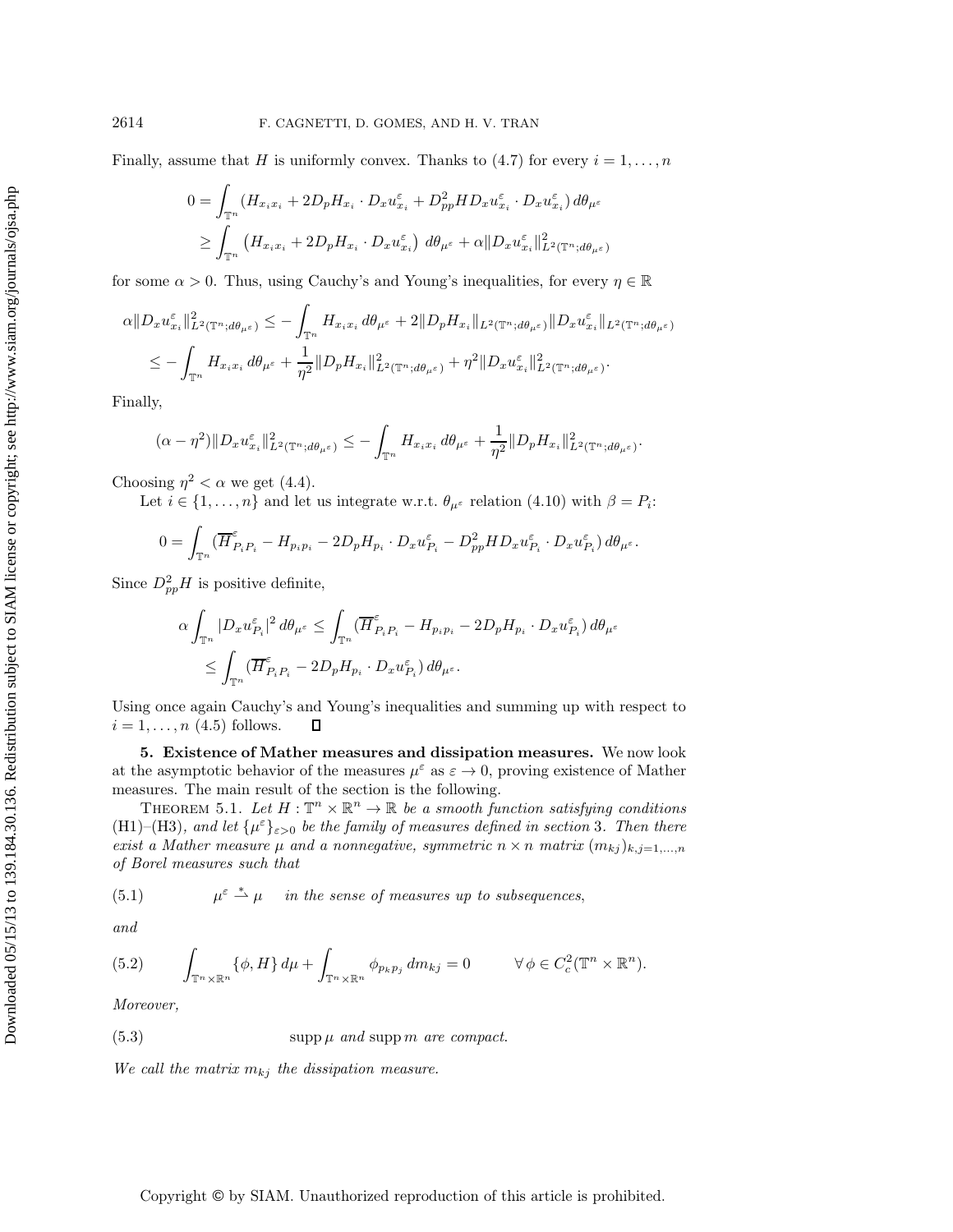Finally, assume that $H$ is uniformly convex. Thanks to (4.7) for every $i = 1, \dots, n$

$$
\begin{aligned}
0 &= \int_{\mathbb{T}^n} (H_{x_i x_i} + 2D_p H_{x_i} \cdot D_x u^\varepsilon_{x_i} + D^2_{pp} H D_x u^\varepsilon_{x_i} \cdot D_x u^\varepsilon_{x_i})\, d\theta_{\mu^\varepsilon} \\
&\geq \int_{\mathbb{T}^n} \left( H_{x_i x_i} + 2D_p H_{x_i} \cdot D_x u^\varepsilon_{x_i} \right) \, d\theta_{\mu^\varepsilon} + \alpha \|D_x u^\varepsilon_{x_i}\|^2_{L^2(\mathbb{T}^n; d\theta_{\mu^\varepsilon})}
\end{aligned}
$$

for some $\alpha > 0$. Thus, using Cauchy's and Young's inequalities, for every $\eta \in \mathbb{R}$

$$
\begin{aligned}
\alpha \|D_x u^\varepsilon_{x_i}\|^2_{L^2(\mathbb{T}^n; d\theta_{\mu^\varepsilon})} &\leq - \int_{\mathbb{T}^n} H_{x_i x_i} \, d\theta_{\mu^\varepsilon} + 2\|D_p H_{x_i}\|_{L^2(\mathbb{T}^n; d\theta_{\mu^\varepsilon})} \|D_x u^\varepsilon_{x_i}\|_{L^2(\mathbb{T}^n; d\theta_{\mu^\varepsilon})} \\
&\leq - \int_{\mathbb{T}^n} H_{x_i x_i} \, d\theta_{\mu^\varepsilon} + \frac{1}{\eta^2} \|D_p H_{x_i}\|^2_{L^2(\mathbb{T}^n; d\theta_{\mu^\varepsilon})} + \eta^2 \|D_x u^\varepsilon_{x_i}\|^2_{L^2(\mathbb{T}^n; d\theta_{\mu^\varepsilon})}.
\end{aligned}
$$

Finally,

$$
(\alpha - \eta^2) \|D_x u^\varepsilon_{x_i}\|^2_{L^2(\mathbb{T}^n; d\theta_{\mu^\varepsilon})} \leq - \int_{\mathbb{T}^n} H_{x_i x_i} \, d\theta_{\mu^\varepsilon} + \frac{1}{\eta^2} \|D_p H_{x_i}\|^2_{L^2(\mathbb{T}^n; d\theta_{\mu^\varepsilon})}.
$$

Choosing $\eta^2 < \alpha$ we get (4.4).

Let $i \in \{1, \dots, n\}$ and let us integrate w.r.t. $\theta_{\mu^\varepsilon}$ relation (4.10) with $\beta = P_i$:

$$
0 = \int_{\mathbb{T}^n} (\overline{H}^\varepsilon_{P_i P_i} - H_{p_i p_i} - 2D_p H_{p_i} \cdot D_x u^\varepsilon_{P_i} - D^2_{pp} H D_x u^\varepsilon_{P_i} \cdot D_x u^\varepsilon_{P_i}) \, d\theta_{\mu^\varepsilon}.
$$

Since $D^2_{pp} H$ is positive definite,

$$
\begin{aligned}
\alpha \int_{\mathbb{T}^n} |D_x u^\varepsilon_{P_i}|^2 \, d\theta_{\mu^\varepsilon} &\leq \int_{\mathbb{T}^n} (\overline{H}^\varepsilon_{P_i P_i} - H_{p_i p_i} - 2D_p H_{p_i} \cdot D_x u^\varepsilon_{P_i}) \, d\theta_{\mu^\varepsilon} \\
&\leq \int_{\mathbb{T}^n} (\overline{H}^\varepsilon_{P_i P_i} - 2D_p H_{p_i} \cdot D_x u^\varepsilon_{P_i}) \, d\theta_{\mu^\varepsilon}.
\end{aligned}
$$

Using once again Cauchy's and Young's inequalities and summing up with respect to $i = 1, \dots, n$ (4.5) follows. ∎

## 5. Existence of Mather measures and dissipation measures.

We now look at the asymptotic behavior of the measures $\mu^\varepsilon$ as $\varepsilon \to 0$, proving existence of Mather measures. The main result of the section is the following.

THEOREM 5.1. *Let $H : \mathbb{T}^n \times \mathbb{R}^n \to \mathbb{R}$ be a smooth function satisfying conditions* (H1)–(H3), *and let $\{\mu^\varepsilon\}_{\varepsilon>0}$ be the family of measures defined in section* 3. *Then there exist a Mather measure $\mu$ and a nonnegative, symmetric $n \times n$ matrix $(m_{kj})_{k,j=1,\dots,n}$ of Borel measures such that*

$$
\mu^\varepsilon \overset{*}{\rightharpoonup} \mu \quad \text{in the sense of measures up to subsequences,} \tag{5.1}
$$

*and*

$$
\int_{\mathbb{T}^n \times \mathbb{R}^n} \{\phi, H\} \, d\mu + \int_{\mathbb{T}^n \times \mathbb{R}^n} \phi_{p_k p_j} \, dm_{kj} = 0 \qquad \forall \, \phi \in C^2_c(\mathbb{T}^n \times \mathbb{R}^n). \tag{5.2}
$$

*Moreover,*

$$
\operatorname{supp} \mu \text{ and } \operatorname{supp} m \text{ are compact.} \tag{5.3}
$$

*We call the matrix $m_{kj}$ the dissipation measure.*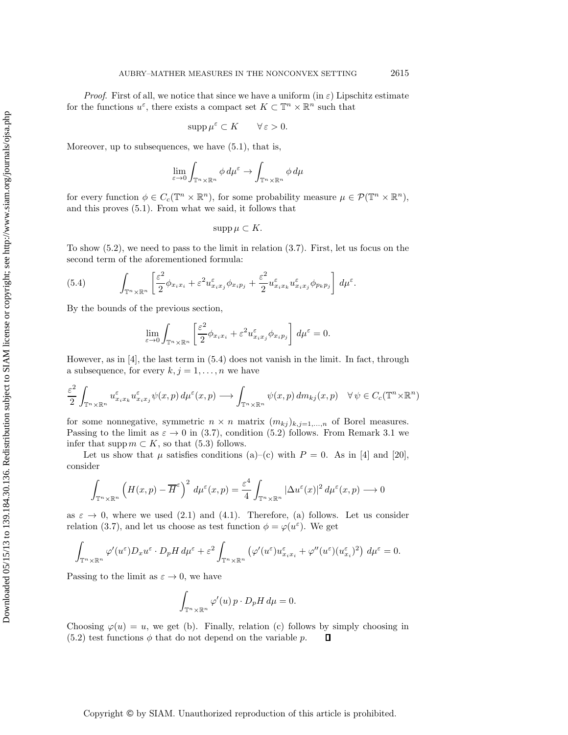*Proof*. First of all, we notice that since we have a uniform (in $\varepsilon$) Lipschitz estimate for the functions $u^\varepsilon$, there exists a compact set $K \subset \mathbb{T}^n \times \mathbb{R}^n$ such that

$$\operatorname{supp} \mu^\varepsilon \subset K \qquad \forall\, \varepsilon > 0.$$

Moreover, up to subsequences, we have (5.1), that is,

$$\lim_{\varepsilon \to 0} \int_{\mathbb{T}^n \times \mathbb{R}^n} \phi \, d\mu^\varepsilon \to \int_{\mathbb{T}^n \times \mathbb{R}^n} \phi \, d\mu$$

for every function $\phi \in C_c(\mathbb{T}^n \times \mathbb{R}^n)$, for some probability measure $\mu \in \mathcal{P}(\mathbb{T}^n \times \mathbb{R}^n)$, and this proves (5.1). From what we said, it follows that

$$\operatorname{supp} \mu \subset K.$$

To show (5.2), we need to pass to the limit in relation (3.7). First, let us focus on the second term of the aforementioned formula:

$$\int_{\mathbb{T}^n \times \mathbb{R}^n} \left[ \frac{\varepsilon^2}{2} \phi_{x_i x_i} + \varepsilon^2 u^\varepsilon_{x_i x_j} \phi_{x_i p_j} + \frac{\varepsilon^2}{2} u^\varepsilon_{x_i x_k} u^\varepsilon_{x_i x_j} \phi_{p_k p_j} \right] d\mu^\varepsilon. \tag{5.4}$$

By the bounds of the previous section,

$$\lim_{\varepsilon \to 0} \int_{\mathbb{T}^n \times \mathbb{R}^n} \left[ \frac{\varepsilon^2}{2} \phi_{x_i x_i} + \varepsilon^2 u^\varepsilon_{x_i x_j} \phi_{x_i p_j} \right] d\mu^\varepsilon = 0.$$

However, as in [4], the last term in (5.4) does not vanish in the limit. In fact, through a subsequence, for every $k, j = 1, \dots, n$ we have

$$\frac{\varepsilon^2}{2} \int_{\mathbb{T}^n \times \mathbb{R}^n} u^\varepsilon_{x_i x_k} u^\varepsilon_{x_i x_j} \psi(x,p) \, d\mu^\varepsilon(x,p) \longrightarrow \int_{\mathbb{T}^n \times \mathbb{R}^n} \psi(x,p) \, dm_{kj}(x,p) \quad \forall\, \psi \in C_c(\mathbb{T}^n \times \mathbb{R}^n)$$

for some nonnegative, symmetric $n \times n$ matrix $(m_{kj})_{k,j=1,\dots,n}$ of Borel measures. Passing to the limit as $\varepsilon \to 0$ in (3.7), condition (5.2) follows. From Remark 3.1 we infer that $\operatorname{supp} m \subset K$, so that (5.3) follows.

Let us show that $\mu$ satisfies conditions (a)–(c) with $P = 0$. As in [4] and [20], consider

$$\int_{\mathbb{T}^n \times \mathbb{R}^n} \left( H(x,p) - \overline{H}^\varepsilon \right)^2 d\mu^\varepsilon(x,p) = \frac{\varepsilon^4}{4} \int_{\mathbb{T}^n \times \mathbb{R}^n} |\Delta u^\varepsilon(x)|^2 \, d\mu^\varepsilon(x,p) \longrightarrow 0$$

as $\varepsilon \to 0$, where we used (2.1) and (4.1). Therefore, (a) follows. Let us consider relation (3.7), and let us choose as test function $\phi = \varphi(u^\varepsilon)$. We get

$$\int_{\mathbb{T}^n \times \mathbb{R}^n} \varphi'(u^\varepsilon) D_x u^\varepsilon \cdot D_p H \, d\mu^\varepsilon + \varepsilon^2 \int_{\mathbb{T}^n \times \mathbb{R}^n} \left( \varphi'(u^\varepsilon) u^\varepsilon_{x_i x_i} + \varphi''(u^\varepsilon)(u^\varepsilon_{x_i})^2 \right) d\mu^\varepsilon = 0.$$

Passing to the limit as $\varepsilon \to 0$, we have

$$\int_{\mathbb{T}^n \times \mathbb{R}^n} \varphi'(u) \, p \cdot D_p H \, d\mu = 0.$$

Choosing $\varphi(u) = u$, we get (b). Finally, relation (c) follows by simply choosing in (5.2) test functions $\phi$ that do not depend on the variable $p$. $\square$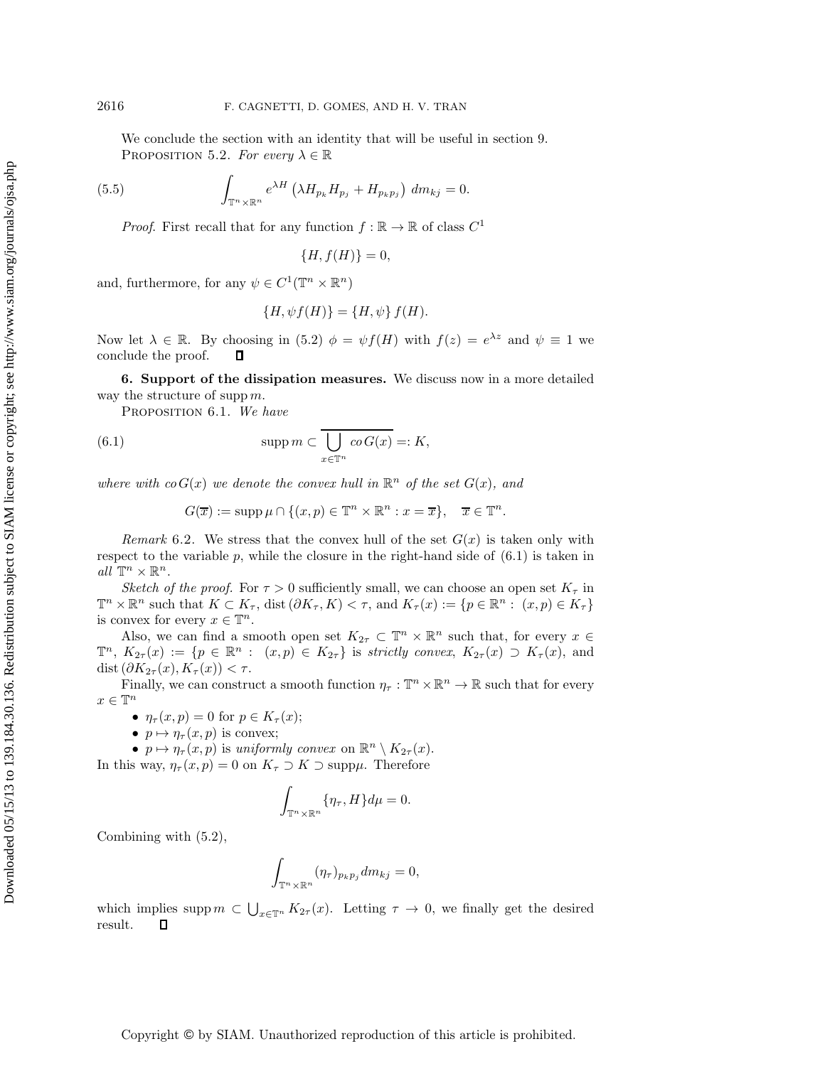We conclude the section with an identity that will be useful in section 9.

Proposition 5.2. *For every $\lambda \in \mathbb{R}$*

$$\int_{\mathbb{T}^n \times \mathbb{R}^n} e^{\lambda H} \left( \lambda H_{p_k} H_{p_j} + H_{p_k p_j} \right) \, dm_{kj} = 0. \tag{5.5}$$

*Proof.* First recall that for any function $f : \mathbb{R} \to \mathbb{R}$ of class $C^1$

$$\{H, f(H)\} = 0,$$

and, furthermore, for any $\psi \in C^1(\mathbb{T}^n \times \mathbb{R}^n)$

$$\{H, \psi f(H)\} = \{H, \psi\} f(H).$$

Now let $\lambda \in \mathbb{R}$. By choosing in (5.2) $\phi = \psi f(H)$ with $f(z) = e^{\lambda z}$ and $\psi \equiv 1$ we conclude the proof. ∎

## 6. Support of the dissipation measures.

We discuss now in a more detailed way the structure of $\operatorname{supp} m$.

Proposition 6.1. *We have*

$$\operatorname{supp} m \subset \overline{\bigcup_{x \in \mathbb{T}^n} co\, G(x)} =: K, \tag{6.1}$$

*where with $co\, G(x)$ we denote the convex hull in $\mathbb{R}^n$ of the set $G(x)$, and*

$$G(\overline{x}) := \operatorname{supp} \mu \cap \{(x,p) \in \mathbb{T}^n \times \mathbb{R}^n : x = \overline{x}\}, \quad \overline{x} \in \mathbb{T}^n.$$

*Remark* 6.2. We stress that the convex hull of the set $G(x)$ is taken only with respect to the variable $p$, while the closure in the right-hand side of (6.1) is taken in *all* $\mathbb{T}^n \times \mathbb{R}^n$.

*Sketch of the proof.* For $\tau > 0$ sufficiently small, we can choose an open set $K_\tau$ in $\mathbb{T}^n \times \mathbb{R}^n$ such that $K \subset K_\tau$, $\operatorname{dist}(\partial K_\tau, K) < \tau$, and $K_\tau(x) := \{p \in \mathbb{R}^n : (x,p) \in K_\tau\}$ is convex for every $x \in \mathbb{T}^n$.

Also, we can find a smooth open set $K_{2\tau} \subset \mathbb{T}^n \times \mathbb{R}^n$ such that, for every $x \in \mathbb{T}^n$, $K_{2\tau}(x) := \{p \in \mathbb{R}^n : (x,p) \in K_{2\tau}\}$ is *strictly convex*, $K_{2\tau}(x) \supset K_\tau(x)$, and $\operatorname{dist}(\partial K_{2\tau}(x), K_\tau(x)) < \tau$.

Finally, we can construct a smooth function $\eta_\tau : \mathbb{T}^n \times \mathbb{R}^n \to \mathbb{R}$ such that for every $x \in \mathbb{T}^n$

- $\eta_\tau(x,p) = 0$ for $p \in K_\tau(x)$;
- $p \mapsto \eta_\tau(x,p)$ is convex;
- $p \mapsto \eta_\tau(x,p)$ is *uniformly convex* on $\mathbb{R}^n \setminus K_{2\tau}(x)$.

In this way, $\eta_\tau(x,p) = 0$ on $K_\tau \supset K \supset \operatorname{supp}\mu$. Therefore

$$\int_{\mathbb{T}^n \times \mathbb{R}^n} \{\eta_\tau, H\} d\mu = 0.$$

Combining with (5.2),

$$\int_{\mathbb{T}^n \times \mathbb{R}^n} (\eta_\tau)_{p_k p_j} dm_{kj} = 0,$$

which implies $\operatorname{supp} m \subset \bigcup_{x \in \mathbb{T}^n} K_{2\tau}(x)$. Letting $\tau \to 0$, we finally get the desired result. ∎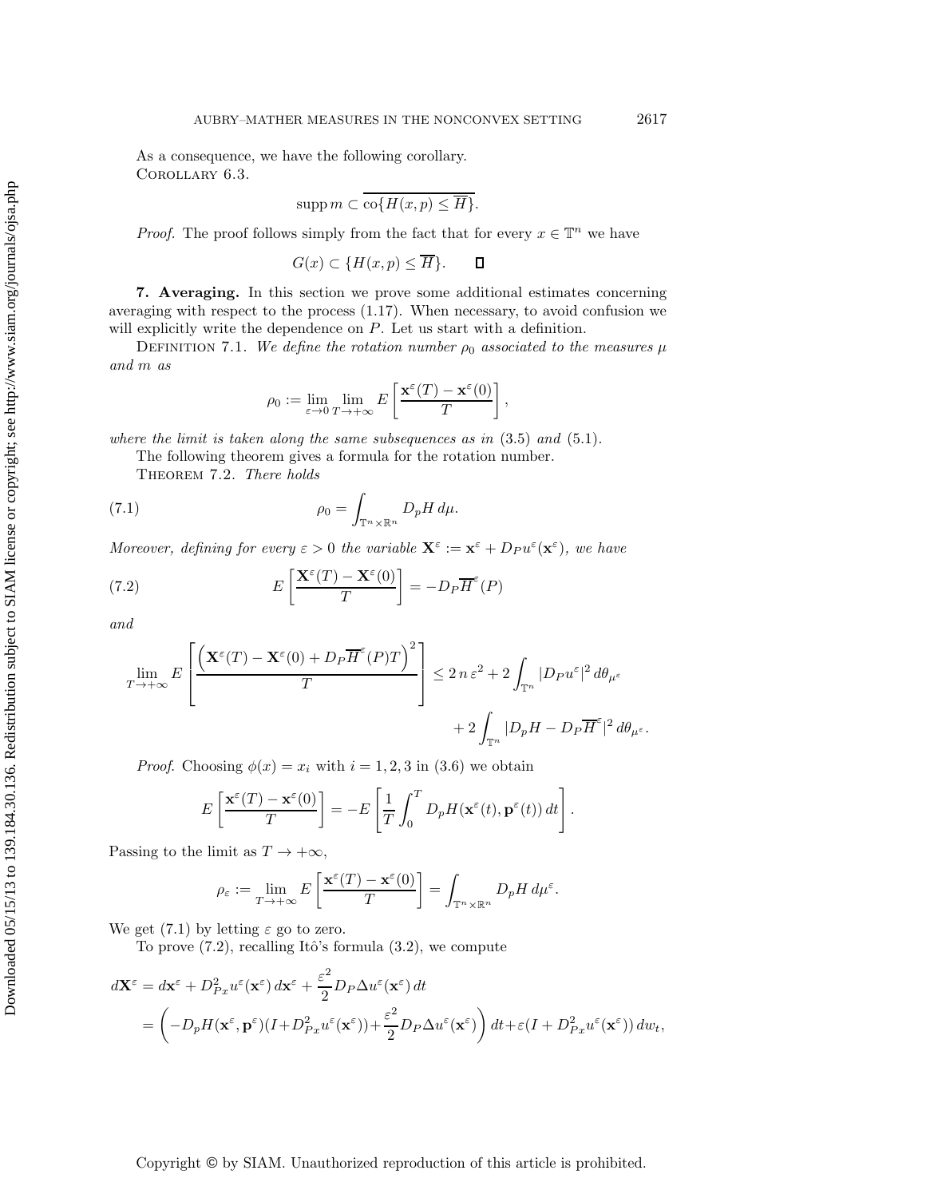As a consequence, we have the following corollary.

Corollary 6.3.

$$\operatorname{supp} m \subset \overline{\operatorname{co}\{H(x,p) \leq \overline{H}\}}.$$

*Proof.* The proof follows simply from the fact that for every $x \in \mathbb{T}^n$ we have

$$G(x) \subset \{H(x,p) \leq \overline{H}\}. \qquad \square$$

**7. Averaging.** In this section we prove some additional estimates concerning averaging with respect to the process (1.17). When necessary, to avoid confusion we will explicitly write the dependence on $P$. Let us start with a definition.

Definition 7.1. *We define the rotation number $\rho_0$ associated to the measures $\mu$ and $m$ as*

$$\rho_0 := \lim_{\varepsilon \to 0} \lim_{T \to +\infty} E\left[\frac{\mathbf{x}^\varepsilon(T) - \mathbf{x}^\varepsilon(0)}{T}\right],$$

*where the limit is taken along the same subsequences as in* (3.5) *and* (5.1).

The following theorem gives a formula for the rotation number.

Theorem 7.2. *There holds*

$$\rho_0 = \int_{\mathbb{T}^n \times \mathbb{R}^n} D_p H \, d\mu. \tag{7.1}$$

*Moreover, defining for every $\varepsilon > 0$ the variable $\mathbf{X}^\varepsilon := \mathbf{x}^\varepsilon + D_P u^\varepsilon(\mathbf{x}^\varepsilon)$, we have*

$$E\left[\frac{\mathbf{X}^\varepsilon(T) - \mathbf{X}^\varepsilon(0)}{T}\right] = -D_P \overline{H}^\varepsilon(P) \tag{7.2}$$

*and*

$$\lim_{T \to +\infty} E\left[\frac{\left(\mathbf{X}^\varepsilon(T) - \mathbf{X}^\varepsilon(0) + D_P \overline{H}^\varepsilon(P) T\right)^2}{T}\right] \leq 2\, n\, \varepsilon^2 + 2 \int_{\mathbb{T}^n} |D_P u^\varepsilon|^2 \, d\theta_{\mu^\varepsilon} + 2 \int_{\mathbb{T}^n} |D_p H - D_P \overline{H}^\varepsilon|^2 \, d\theta_{\mu^\varepsilon}.$$

*Proof.* Choosing $\phi(x) = x_i$ with $i = 1, 2, 3$ in (3.6) we obtain

$$E\left[\frac{\mathbf{x}^\varepsilon(T) - \mathbf{x}^\varepsilon(0)}{T}\right] = -E\left[\frac{1}{T}\int_0^T D_p H(\mathbf{x}^\varepsilon(t), \mathbf{p}^\varepsilon(t))\, dt\right].$$

Passing to the limit as $T \to +\infty$,

$$\rho_\varepsilon := \lim_{T \to +\infty} E\left[\frac{\mathbf{x}^\varepsilon(T) - \mathbf{x}^\varepsilon(0)}{T}\right] = \int_{\mathbb{T}^n \times \mathbb{R}^n} D_p H \, d\mu^\varepsilon.$$

We get (7.1) by letting $\varepsilon$ go to zero.

To prove (7.2), recalling Itô's formula (3.2), we compute

$$\begin{aligned}
d\mathbf{X}^\varepsilon &= d\mathbf{x}^\varepsilon + D^2_{Px} u^\varepsilon(\mathbf{x}^\varepsilon)\, d\mathbf{x}^\varepsilon + \frac{\varepsilon^2}{2} D_P \Delta u^\varepsilon(\mathbf{x}^\varepsilon)\, dt \\
&= \left(-D_p H(\mathbf{x}^\varepsilon, \mathbf{p}^\varepsilon)(I + D^2_{Px} u^\varepsilon(\mathbf{x}^\varepsilon)) + \frac{\varepsilon^2}{2} D_P \Delta u^\varepsilon(\mathbf{x}^\varepsilon)\right) dt + \varepsilon (I + D^2_{Px} u^\varepsilon(\mathbf{x}^\varepsilon))\, dw_t,
\end{aligned}$$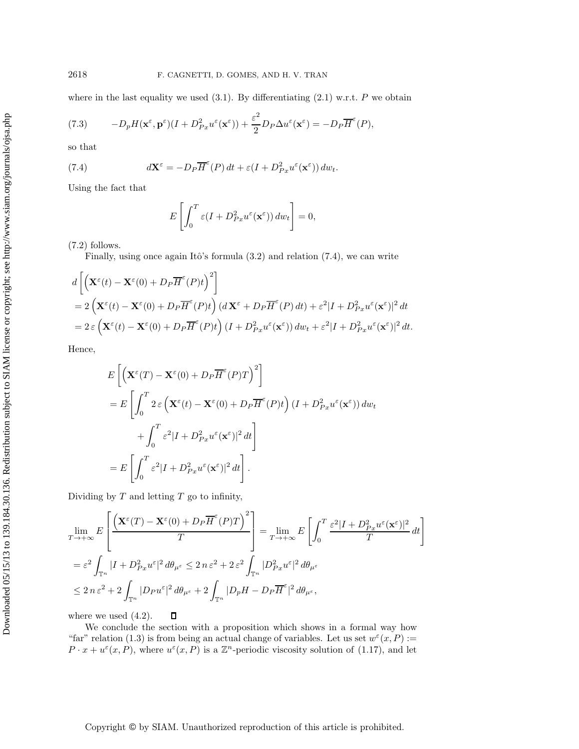where in the last equality we used (3.1). By differentiating (2.1) w.r.t. $P$ we obtain

$$-D_pH(\mathbf{x}^\varepsilon, \mathbf{p}^\varepsilon)(I + D^2_{Px}u^\varepsilon(\mathbf{x}^\varepsilon)) + \frac{\varepsilon^2}{2}D_P\Delta u^\varepsilon(\mathbf{x}^\varepsilon) = -D_P\overline{H}^\varepsilon(P), \tag{7.3}$$

so that

$$d\mathbf{X}^\varepsilon = -D_P\overline{H}^\varepsilon(P)\,dt + \varepsilon(I + D^2_{Px}u^\varepsilon(\mathbf{x}^\varepsilon))\,dw_t. \tag{7.4}$$

Using the fact that

$$E\left[\int_0^T \varepsilon(I + D^2_{Px}u^\varepsilon(\mathbf{x}^\varepsilon))\,dw_t\right] = 0,$$

(7.2) follows.

Finally, using once again Itô's formula (3.2) and relation (7.4), we can write

$$\begin{aligned}
&d\left[\left(\mathbf{X}^\varepsilon(t) - \mathbf{X}^\varepsilon(0) + D_P\overline{H}^\varepsilon(P)t\right)^2\right] \\
&= 2\left(\mathbf{X}^\varepsilon(t) - \mathbf{X}^\varepsilon(0) + D_P\overline{H}^\varepsilon(P)t\right)\left(d\,\mathbf{X}^\varepsilon + D_P\overline{H}^\varepsilon(P)\,dt\right) + \varepsilon^2|I + D^2_{Px}u^\varepsilon(\mathbf{x}^\varepsilon)|^2\,dt \\
&= 2\,\varepsilon\left(\mathbf{X}^\varepsilon(t) - \mathbf{X}^\varepsilon(0) + D_P\overline{H}^\varepsilon(P)t\right)(I + D^2_{Px}u^\varepsilon(\mathbf{x}^\varepsilon))\,dw_t + \varepsilon^2|I + D^2_{Px}u^\varepsilon(\mathbf{x}^\varepsilon)|^2\,dt.
\end{aligned}$$

Hence,

$$\begin{aligned}
&E\left[\left(\mathbf{X}^\varepsilon(T) - \mathbf{X}^\varepsilon(0) + D_P\overline{H}^\varepsilon(P)T\right)^2\right] \\
&= E\left[\int_0^T 2\,\varepsilon\left(\mathbf{X}^\varepsilon(t) - \mathbf{X}^\varepsilon(0) + D_P\overline{H}^\varepsilon(P)t\right)(I + D^2_{Px}u^\varepsilon(\mathbf{x}^\varepsilon))\,dw_t \right.\\
&\qquad \left. + \int_0^T \varepsilon^2|I + D^2_{Px}u^\varepsilon(\mathbf{x}^\varepsilon)|^2\,dt\right] \\
&= E\left[\int_0^T \varepsilon^2|I + D^2_{Px}u^\varepsilon(\mathbf{x}^\varepsilon)|^2\,dt\right].
\end{aligned}$$

Dividing by $T$ and letting $T$ go to infinity,

$$\begin{aligned}
&\lim_{T\to+\infty} E\left[\frac{\left(\mathbf{X}^\varepsilon(T) - \mathbf{X}^\varepsilon(0) + D_P\overline{H}^\varepsilon(P)T\right)^2}{T}\right] = \lim_{T\to+\infty} E\left[\int_0^T \frac{\varepsilon^2|I + D^2_{Px}u^\varepsilon(\mathbf{x}^\varepsilon)|^2}{T}\,dt\right] \\
&= \varepsilon^2\int_{\mathbb{T}^n}|I + D^2_{Px}u^\varepsilon|^2\,d\theta_{\mu^\varepsilon} \le 2\,n\,\varepsilon^2 + 2\,\varepsilon^2\int_{\mathbb{T}^n}|D^2_{Px}u^\varepsilon|^2\,d\theta_{\mu^\varepsilon} \\
&\le 2\,n\,\varepsilon^2 + 2\int_{\mathbb{T}^n}|D_Pu^\varepsilon|^2\,d\theta_{\mu^\varepsilon} + 2\int_{\mathbb{T}^n}|D_pH - D_P\overline{H}^\varepsilon|^2\,d\theta_{\mu^\varepsilon},
\end{aligned}$$

where we used (4.2). ◻

We conclude the section with a proposition which shows in a formal way how "far" relation (1.3) is from being an actual change of variables. Let us set $w^\varepsilon(x, P) := P \cdot x + u^\varepsilon(x, P)$, where $u^\varepsilon(x, P)$ is a $\mathbb{Z}^n$-periodic viscosity solution of (1.17), and let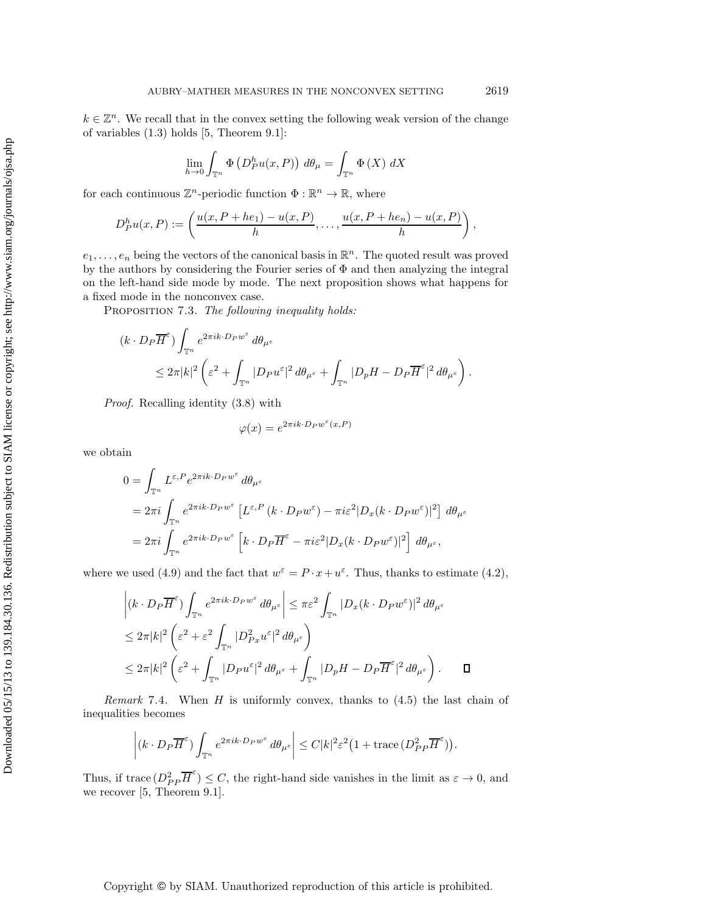$k \in \mathbb{Z}^n$. We recall that in the convex setting the following weak version of the change of variables (1.3) holds [5, Theorem 9.1]:

$$
\lim_{h\to 0}\int_{\mathbb{T}^n} \Phi\left(D_P^h u(x,P)\right)\, d\theta_\mu = \int_{\mathbb{T}^n} \Phi\left(X\right)\, dX
$$

for each continuous $\mathbb{Z}^n$-periodic function $\Phi : \mathbb{R}^n \to \mathbb{R}$, where

$$
D_P^h u(x,P) := \left(\frac{u(x,P+he_1)-u(x,P)}{h}, \ldots, \frac{u(x,P+he_n)-u(x,P)}{h}\right),
$$

$e_1, \ldots, e_n$ being the vectors of the canonical basis in $\mathbb{R}^n$. The quoted result was proved by the authors by considering the Fourier series of $\Phi$ and then analyzing the integral on the left-hand side mode by mode. The next proposition shows what happens for a fixed mode in the nonconvex case.

Proposition 7.3. *The following inequality holds:*

$$
\begin{aligned}
(k\cdot D_P\overline{H}^\varepsilon) &\int_{\mathbb{T}^n} e^{2\pi i k\cdot D_P w^\varepsilon}\, d\theta_{\mu^\varepsilon} \\
&\le 2\pi|k|^2\left(\varepsilon^2 + \int_{\mathbb{T}^n}|D_P u^\varepsilon|^2\, d\theta_{\mu^\varepsilon} + \int_{\mathbb{T}^n}|D_p H - D_P\overline{H}^\varepsilon|^2\, d\theta_{\mu^\varepsilon}\right).
\end{aligned}
$$

*Proof.* Recalling identity (3.8) with

$$
\varphi(x) = e^{2\pi i k\cdot D_P w^\varepsilon(x,P)}
$$

we obtain

$$
\begin{aligned}
0 &= \int_{\mathbb{T}^n} L^{\varepsilon,P} e^{2\pi i k\cdot D_P w^\varepsilon}\, d\theta_{\mu^\varepsilon} \\
&= 2\pi i\int_{\mathbb{T}^n} e^{2\pi i k\cdot D_P w^\varepsilon}\left[L^{\varepsilon,P}\left(k\cdot D_P w^\varepsilon\right) - \pi i\varepsilon^2 |D_x(k\cdot D_P w^\varepsilon)|^2\right]\, d\theta_{\mu^\varepsilon} \\
&= 2\pi i\int_{\mathbb{T}^n} e^{2\pi i k\cdot D_P w^\varepsilon}\left[k\cdot D_P\overline{H}^\varepsilon - \pi i\varepsilon^2|D_x(k\cdot D_P w^\varepsilon)|^2\right]\, d\theta_{\mu^\varepsilon},
\end{aligned}
$$

where we used (4.9) and the fact that $w^\varepsilon = P\cdot x + u^\varepsilon$. Thus, thanks to estimate (4.2),

$$
\begin{aligned}
&\left|(k\cdot D_P\overline{H}^\varepsilon)\int_{\mathbb{T}^n} e^{2\pi i k\cdot D_P w^\varepsilon}\, d\theta_{\mu^\varepsilon}\right| \le \pi\varepsilon^2\int_{\mathbb{T}^n}|D_x(k\cdot D_P w^\varepsilon)|^2\, d\theta_{\mu^\varepsilon} \\
&\le 2\pi|k|^2\left(\varepsilon^2 + \varepsilon^2\int_{\mathbb{T}^n}|D^2_{Px}u^\varepsilon|^2\, d\theta_{\mu^\varepsilon}\right) \\
&\le 2\pi|k|^2\left(\varepsilon^2 + \int_{\mathbb{T}^n}|D_P u^\varepsilon|^2\, d\theta_{\mu^\varepsilon} + \int_{\mathbb{T}^n}|D_p H - D_P\overline{H}^\varepsilon|^2\, d\theta_{\mu^\varepsilon}\right). \qquad \square
\end{aligned}
$$

*Remark* 7.4. When $H$ is uniformly convex, thanks to (4.5) the last chain of inequalities becomes

$$
\left|(k\cdot D_P\overline{H}^\varepsilon)\int_{\mathbb{T}^n} e^{2\pi i k\cdot D_P w^\varepsilon}\, d\theta_{\mu^\varepsilon}\right| \le C|k|^2\varepsilon^2\left(1 + \operatorname{trace}(D^2_{PP}\overline{H}^\varepsilon)\right).
$$

Thus, if $\operatorname{trace}(D^2_{PP}\overline{H}^\varepsilon) \le C$, the right-hand side vanishes in the limit as $\varepsilon \to 0$, and we recover [5, Theorem 9.1].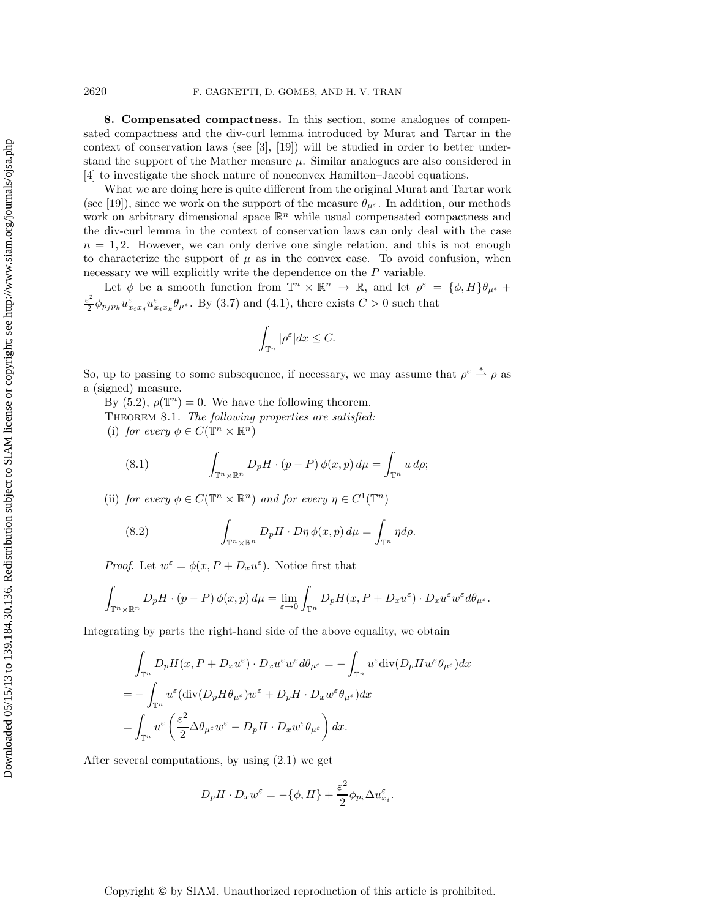**8. Compensated compactness.** In this section, some analogues of compensated compactness and the div-curl lemma introduced by Murat and Tartar in the context of conservation laws (see [3], [19]) will be studied in order to better understand the support of the Mather measure $\mu$. Similar analogues are also considered in [4] to investigate the shock nature of nonconvex Hamilton–Jacobi equations.

What we are doing here is quite different from the original Murat and Tartar work (see [19]), since we work on the support of the measure $\theta_{\mu^\varepsilon}$. In addition, our methods work on arbitrary dimensional space $\mathbb{R}^n$ while usual compensated compactness and the div-curl lemma in the context of conservation laws can only deal with the case $n = 1, 2$. However, we can only derive one single relation, and this is not enough to characterize the support of $\mu$ as in the convex case. To avoid confusion, when necessary we will explicitly write the dependence on the $P$ variable.

Let $\phi$ be a smooth function from $\mathbb{T}^n \times \mathbb{R}^n \to \mathbb{R}$, and let $\rho^\varepsilon = \{\phi, H\}\theta_{\mu^\varepsilon} + \frac{\varepsilon^2}{2}\phi_{p_j p_k} u^\varepsilon_{x_i x_j} u^\varepsilon_{x_i x_k}\theta_{\mu^\varepsilon}$. By (3.7) and (4.1), there exists $C > 0$ such that

$$\int_{\mathbb{T}^n} |\rho^\varepsilon| dx \le C.$$

So, up to passing to some subsequence, if necessary, we may assume that $\rho^\varepsilon \overset{*}{\rightharpoonup} \rho$ as a (signed) measure.

By (5.2), $\rho(\mathbb{T}^n) = 0$. We have the following theorem.

THEOREM 8.1. *The following properties are satisfied:*

(i) *for every $\phi \in C(\mathbb{T}^n \times \mathbb{R}^n)$*

$$\int_{\mathbb{T}^n \times \mathbb{R}^n} D_pH \cdot (p - P)\,\phi(x, p)\,d\mu = \int_{\mathbb{T}^n} u\,d\rho; \tag{8.1}$$

(ii) *for every $\phi \in C(\mathbb{T}^n \times \mathbb{R}^n)$ and for every $\eta \in C^1(\mathbb{T}^n)$*

$$\int_{\mathbb{T}^n \times \mathbb{R}^n} D_pH \cdot D\eta\,\phi(x, p)\,d\mu = \int_{\mathbb{T}^n} \eta d\rho. \tag{8.2}$$

*Proof.* Let $w^\varepsilon = \phi(x, P + D_x u^\varepsilon)$. Notice first that

$$\int_{\mathbb{T}^n \times \mathbb{R}^n} D_pH \cdot (p - P)\,\phi(x, p)\,d\mu = \lim_{\varepsilon \to 0} \int_{\mathbb{T}^n} D_pH(x, P + D_x u^\varepsilon) \cdot D_x u^\varepsilon w^\varepsilon d\theta_{\mu^\varepsilon}.$$

Integrating by parts the right-hand side of the above equality, we obtain

$$\begin{aligned}
\int_{\mathbb{T}^n} D_pH(x, P + D_x u^\varepsilon) \cdot D_x u^\varepsilon w^\varepsilon d\theta_{\mu^\varepsilon} &= -\int_{\mathbb{T}^n} u^\varepsilon \mathrm{div}(D_pH w^\varepsilon \theta_{\mu^\varepsilon}) dx \\
&= -\int_{\mathbb{T}^n} u^\varepsilon (\mathrm{div}(D_pH\theta_{\mu^\varepsilon}) w^\varepsilon + D_pH \cdot D_x w^\varepsilon \theta_{\mu^\varepsilon}) dx \\
&= \int_{\mathbb{T}^n} u^\varepsilon \left( \frac{\varepsilon^2}{2} \Delta\theta_{\mu^\varepsilon} w^\varepsilon - D_pH \cdot D_x w^\varepsilon \theta_{\mu^\varepsilon} \right) dx.
\end{aligned}$$

After several computations, by using (2.1) we get

$$D_pH \cdot D_x w^\varepsilon = -\{\phi, H\} + \frac{\varepsilon^2}{2}\phi_{p_i} \Delta u^\varepsilon_{x_i}.$$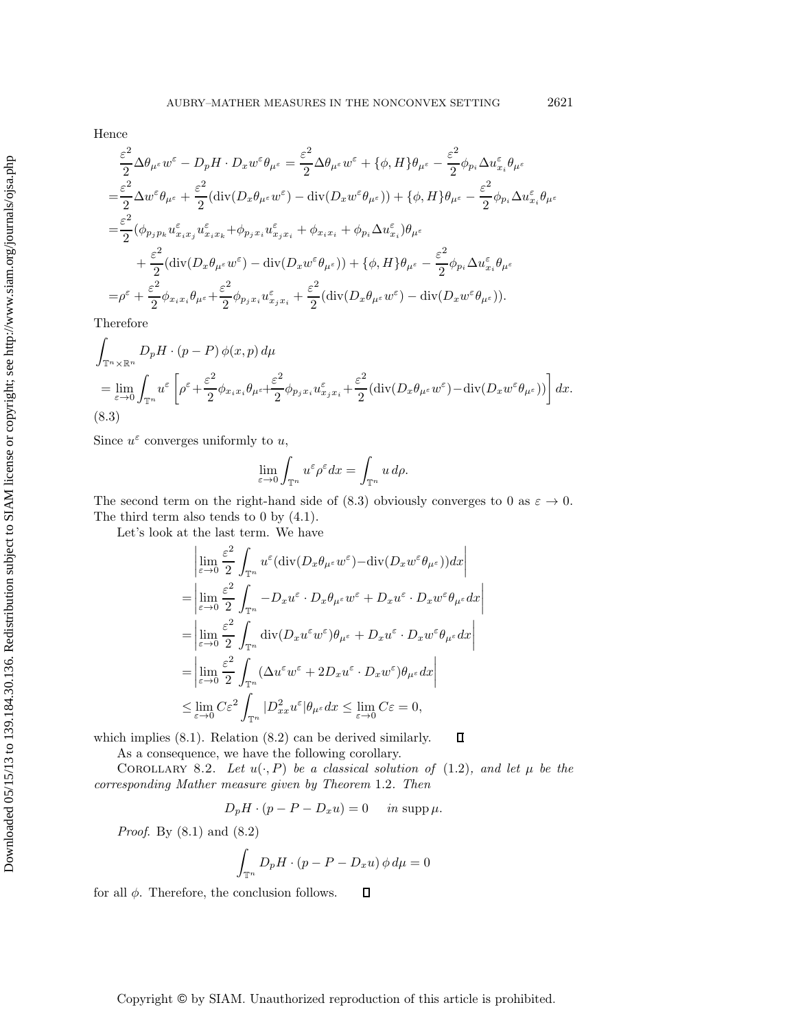Hence

$$
\begin{aligned}
&\frac{\varepsilon^2}{2}\Delta\theta_{\mu^\varepsilon} w^\varepsilon - D_pH\cdot D_x w^\varepsilon \theta_{\mu^\varepsilon} = \frac{\varepsilon^2}{2}\Delta\theta_{\mu^\varepsilon} w^\varepsilon + \{\phi, H\}\theta_{\mu^\varepsilon} - \frac{\varepsilon^2}{2}\phi_{p_i}\Delta u^\varepsilon_{x_i}\theta_{\mu^\varepsilon}\\
=&\frac{\varepsilon^2}{2}\Delta w^\varepsilon \theta_{\mu^\varepsilon} + \frac{\varepsilon^2}{2}(\operatorname{div}(D_x\theta_{\mu^\varepsilon} w^\varepsilon) - \operatorname{div}(D_x w^\varepsilon \theta_{\mu^\varepsilon})) + \{\phi, H\}\theta_{\mu^\varepsilon} - \frac{\varepsilon^2}{2}\phi_{p_i}\Delta u^\varepsilon_{x_i}\theta_{\mu^\varepsilon}\\
=&\frac{\varepsilon^2}{2}(\phi_{p_j p_k} u^\varepsilon_{x_i x_j} u^\varepsilon_{x_i x_k} + \phi_{p_j x_i} u^\varepsilon_{x_j x_i} + \phi_{x_i x_i} + \phi_{p_i}\Delta u^\varepsilon_{x_i})\theta_{\mu^\varepsilon}\\
&+ \frac{\varepsilon^2}{2}(\operatorname{div}(D_x\theta_{\mu^\varepsilon} w^\varepsilon) - \operatorname{div}(D_x w^\varepsilon \theta_{\mu^\varepsilon})) + \{\phi, H\}\theta_{\mu^\varepsilon} - \frac{\varepsilon^2}{2}\phi_{p_i}\Delta u^\varepsilon_{x_i}\theta_{\mu^\varepsilon}\\
=&\rho^\varepsilon + \frac{\varepsilon^2}{2}\phi_{x_i x_i}\theta_{\mu^\varepsilon} + \frac{\varepsilon^2}{2}\phi_{p_j x_i} u^\varepsilon_{x_j x_i} + \frac{\varepsilon^2}{2}(\operatorname{div}(D_x\theta_{\mu^\varepsilon} w^\varepsilon) - \operatorname{div}(D_x w^\varepsilon \theta_{\mu^\varepsilon})).
\end{aligned}
$$

Therefore

$$
\begin{aligned}
&\int_{\mathbb{T}^n\times\mathbb{R}^n} D_pH\cdot(p-P)\,\phi(x,p)\,d\mu\\
&= \lim_{\varepsilon\to 0}\int_{\mathbb{T}^n} u^\varepsilon\left[\rho^\varepsilon + \frac{\varepsilon^2}{2}\phi_{x_i x_i}\theta_{\mu^\varepsilon} + \frac{\varepsilon^2}{2}\phi_{p_j x_i} u^\varepsilon_{x_j x_i} + \frac{\varepsilon^2}{2}(\operatorname{div}(D_x\theta_{\mu^\varepsilon} w^\varepsilon) - \operatorname{div}(D_x w^\varepsilon\theta_{\mu^\varepsilon}))\right]dx.
\end{aligned}
\tag{8.3}
$$

Since $u^\varepsilon$ converges uniformly to $u$,

$$
\lim_{\varepsilon\to 0}\int_{\mathbb{T}^n} u^\varepsilon \rho^\varepsilon dx = \int_{\mathbb{T}^n} u\, d\rho.
$$

The second term on the right-hand side of (8.3) obviously converges to 0 as $\varepsilon\to 0$. The third term also tends to 0 by (4.1).

Let's look at the last term. We have

$$
\begin{aligned}
&\left|\lim_{\varepsilon\to 0}\frac{\varepsilon^2}{2}\int_{\mathbb{T}^n} u^\varepsilon(\operatorname{div}(D_x\theta_{\mu^\varepsilon} w^\varepsilon) - \operatorname{div}(D_x w^\varepsilon\theta_{\mu^\varepsilon}))dx\right|\\
=&\left|\lim_{\varepsilon\to 0}\frac{\varepsilon^2}{2}\int_{\mathbb{T}^n} -D_x u^\varepsilon\cdot D_x\theta_{\mu^\varepsilon} w^\varepsilon + D_x u^\varepsilon\cdot D_x w^\varepsilon\theta_{\mu^\varepsilon} dx\right|\\
=&\left|\lim_{\varepsilon\to 0}\frac{\varepsilon^2}{2}\int_{\mathbb{T}^n} \operatorname{div}(D_x u^\varepsilon w^\varepsilon)\theta_{\mu^\varepsilon} + D_x u^\varepsilon\cdot D_x w^\varepsilon\theta_{\mu^\varepsilon} dx\right|\\
=&\left|\lim_{\varepsilon\to 0}\frac{\varepsilon^2}{2}\int_{\mathbb{T}^n} (\Delta u^\varepsilon w^\varepsilon + 2D_x u^\varepsilon\cdot D_x w^\varepsilon)\theta_{\mu^\varepsilon} dx\right|\\
\le&\lim_{\varepsilon\to 0} C\varepsilon^2\int_{\mathbb{T}^n} |D^2_{xx} u^\varepsilon|\theta_{\mu^\varepsilon} dx \le \lim_{\varepsilon\to 0} C\varepsilon = 0,
\end{aligned}
$$

which implies (8.1). Relation (8.2) can be derived similarly. ∎

As a consequence, we have the following corollary.

COROLLARY 8.2. *Let $u(\cdot, P)$ be a classical solution of* (1.2), *and let $\mu$ be the corresponding Mather measure given by Theorem* 1.2. *Then*

$$
D_pH\cdot(p - P - D_x u) = 0 \quad \text{in } \operatorname{supp}\mu.
$$

*Proof.* By (8.1) and (8.2)

$$
\int_{\mathbb{T}^n} D_pH\cdot(p - P - D_x u)\,\phi\, d\mu = 0
$$

for all $\phi$. Therefore, the conclusion follows. ∎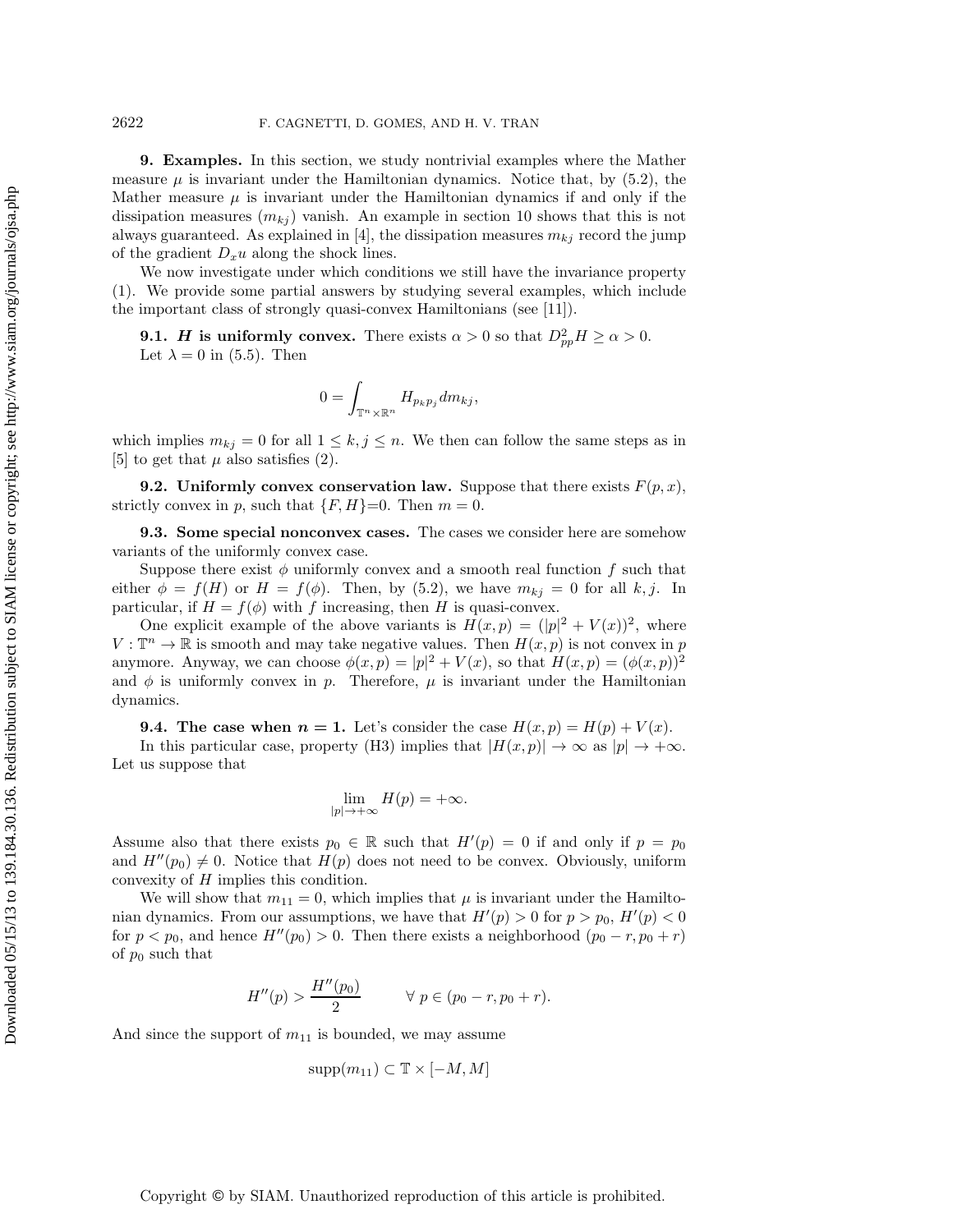**9. Examples.** In this section, we study nontrivial examples where the Mather measure $\mu$ is invariant under the Hamiltonian dynamics. Notice that, by (5.2), the Mather measure $\mu$ is invariant under the Hamiltonian dynamics if and only if the dissipation measures $(m_{kj})$ vanish. An example in section 10 shows that this is not always guaranteed. As explained in [4], the dissipation measures $m_{kj}$ record the jump of the gradient $D_x u$ along the shock lines.

We now investigate under which conditions we still have the invariance property (1). We provide some partial answers by studying several examples, which include the important class of strongly quasi-convex Hamiltonians (see [11]).

**9.1. *H* is uniformly convex.** There exists $\alpha > 0$ so that $D^2_{pp}H \geq \alpha > 0$. Let $\lambda = 0$ in (5.5). Then

$$0 = \int_{\mathbb{T}^n \times \mathbb{R}^n} H_{p_k p_j} dm_{kj},$$

which implies $m_{kj} = 0$ for all $1 \leq k, j \leq n$. We then can follow the same steps as in [5] to get that $\mu$ also satisfies (2).

**9.2. Uniformly convex conservation law.** Suppose that there exists $F(p, x)$, strictly convex in $p$, such that $\{F, H\}$=0. Then $m = 0$.

**9.3. Some special nonconvex cases.** The cases we consider here are somehow variants of the uniformly convex case.

Suppose there exist $\phi$ uniformly convex and a smooth real function $f$ such that either $\phi = f(H)$ or $H = f(\phi)$. Then, by (5.2), we have $m_{kj} = 0$ for all $k, j$. In particular, if $H = f(\phi)$ with $f$ increasing, then $H$ is quasi-convex.

One explicit example of the above variants is $H(x, p) = (|p|^2 + V(x))^2$, where $V : \mathbb{T}^n \to \mathbb{R}$ is smooth and may take negative values. Then $H(x, p)$ is not convex in $p$ anymore. Anyway, we can choose $\phi(x, p) = |p|^2 + V(x)$, so that $H(x, p) = (\phi(x, p))^2$ and $\phi$ is uniformly convex in $p$. Therefore, $\mu$ is invariant under the Hamiltonian dynamics.

**9.4. The case when $n = 1$.** Let's consider the case $H(x, p) = H(p) + V(x)$.

In this particular case, property (H3) implies that $|H(x, p)| \to \infty$ as $|p| \to +\infty$. Let us suppose that

$$\lim_{|p| \to +\infty} H(p) = +\infty.$$

Assume also that there exists $p_0 \in \mathbb{R}$ such that $H'(p) = 0$ if and only if $p = p_0$ and $H''(p_0) \neq 0$. Notice that $H(p)$ does not need to be convex. Obviously, uniform convexity of $H$ implies this condition.

We will show that $m_{11} = 0$, which implies that $\mu$ is invariant under the Hamiltonian dynamics. From our assumptions, we have that $H'(p) > 0$ for $p > p_0$, $H'(p) < 0$ for $p < p_0$, and hence $H''(p_0) > 0$. Then there exists a neighborhood $(p_0 - r, p_0 + r)$ of $p_0$ such that

$$H''(p) > \frac{H''(p_0)}{2} \qquad \forall \; p \in (p_0 - r, p_0 + r).$$

And since the support of $m_{11}$ is bounded, we may assume

$$\text{supp}(m_{11}) \subset \mathbb{T} \times [-M, M]$$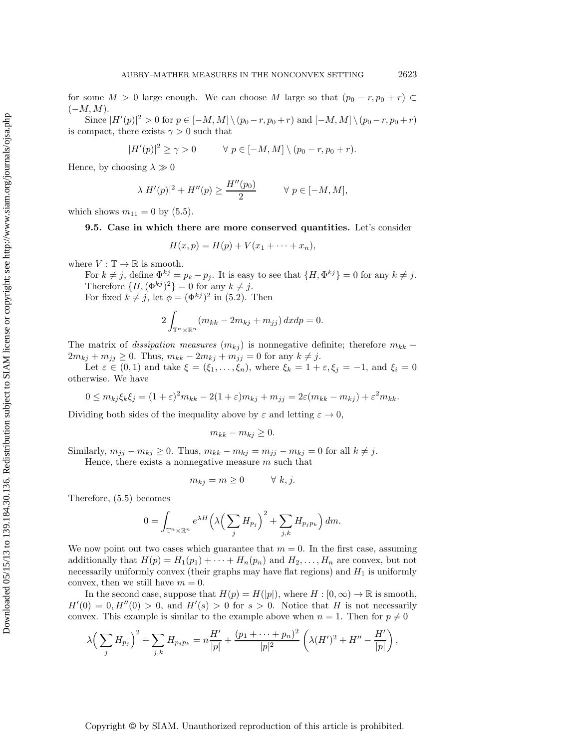for some $M > 0$ large enough. We can choose $M$ large so that $(p_0 - r, p_0 + r) \subset (-M, M)$.

Since $|H'(p)|^2 > 0$ for $p \in [-M, M] \setminus (p_0 - r, p_0 + r)$ and $[-M, M] \setminus (p_0 - r, p_0 + r)$ is compact, there exists $\gamma > 0$ such that

$$|H'(p)|^2 \geq \gamma > 0 \qquad \forall\ p \in [-M, M] \setminus (p_0 - r, p_0 + r).$$

Hence, by choosing $\lambda \gg 0$

$$\lambda |H'(p)|^2 + H''(p) \geq \frac{H''(p_0)}{2} \qquad \forall\ p \in [-M, M],$$

which shows $m_{11} = 0$ by (5.5).

**9.5. Case in which there are more conserved quantities.** Let's consider

$$H(x, p) = H(p) + V(x_1 + \cdots + x_n),$$

where $V : \mathbb{T} \to \mathbb{R}$ is smooth.

For $k \neq j$, define $\Phi^{kj} = p_k - p_j$. It is easy to see that $\{H, \Phi^{kj}\} = 0$ for any $k \neq j$. Therefore $\{H, (\Phi^{kj})^2\} = 0$ for any $k \neq j$.

For fixed $k \neq j$, let $\phi = (\Phi^{kj})^2$ in (5.2). Then

$$2 \int_{\mathbb{T}^n \times \mathbb{R}^n} (m_{kk} - 2m_{kj} + m_{jj})\, dx dp = 0.$$

The matrix of *dissipation measures* $(m_{kj})$ is nonnegative definite; therefore $m_{kk} - 2m_{kj} + m_{jj} \geq 0$. Thus, $m_{kk} - 2m_{kj} + m_{jj} = 0$ for any $k \neq j$.

Let $\varepsilon \in (0, 1)$ and take $\xi = (\xi_1, \ldots, \xi_n)$, where $\xi_k = 1 + \varepsilon, \xi_j = -1$, and $\xi_i = 0$ otherwise. We have

$$0 \leq m_{kj} \xi_k \xi_j = (1 + \varepsilon)^2 m_{kk} - 2(1 + \varepsilon) m_{kj} + m_{jj} = 2\varepsilon (m_{kk} - m_{kj}) + \varepsilon^2 m_{kk}.$$

Dividing both sides of the inequality above by $\varepsilon$ and letting $\varepsilon \to 0$,

$$m_{kk} - m_{kj} \geq 0.$$

Similarly, $m_{jj} - m_{kj} \geq 0$. Thus, $m_{kk} - m_{kj} = m_{jj} - m_{kj} = 0$ for all $k \neq j$.

Hence, there exists a nonnegative measure $m$ such that

$$m_{kj} = m \geq 0 \qquad \forall\ k, j.$$

Therefore, (5.5) becomes

$$0 = \int_{\mathbb{T}^n \times \mathbb{R}^n} e^{\lambda H} \Big( \lambda \Big( \sum_j H_{p_j} \Big)^2 + \sum_{j,k} H_{p_j p_k} \Big)\, dm.$$

We now point out two cases which guarantee that $m = 0$. In the first case, assuming additionally that $H(p) = H_1(p_1) + \cdots + H_n(p_n)$ and $H_2, \ldots, H_n$ are convex, but not necessarily uniformly convex (their graphs may have flat regions) and $H_1$ is uniformly convex, then we still have $m = 0$.

In the second case, suppose that $H(p) = H(|p|)$, where $H : [0, \infty) \to \mathbb{R}$ is smooth, $H'(0) = 0, H''(0) > 0$, and $H'(s) > 0$ for $s > 0$. Notice that $H$ is not necessarily convex. This example is similar to the example above when $n = 1$. Then for $p \neq 0$

$$\lambda \Big( \sum_j H_{p_j} \Big)^2 + \sum_{j,k} H_{p_j p_k} = n \frac{H'}{|p|} + \frac{(p_1 + \cdots + p_n)^2}{|p|^2} \left( \lambda (H')^2 + H'' - \frac{H'}{|p|} \right),$$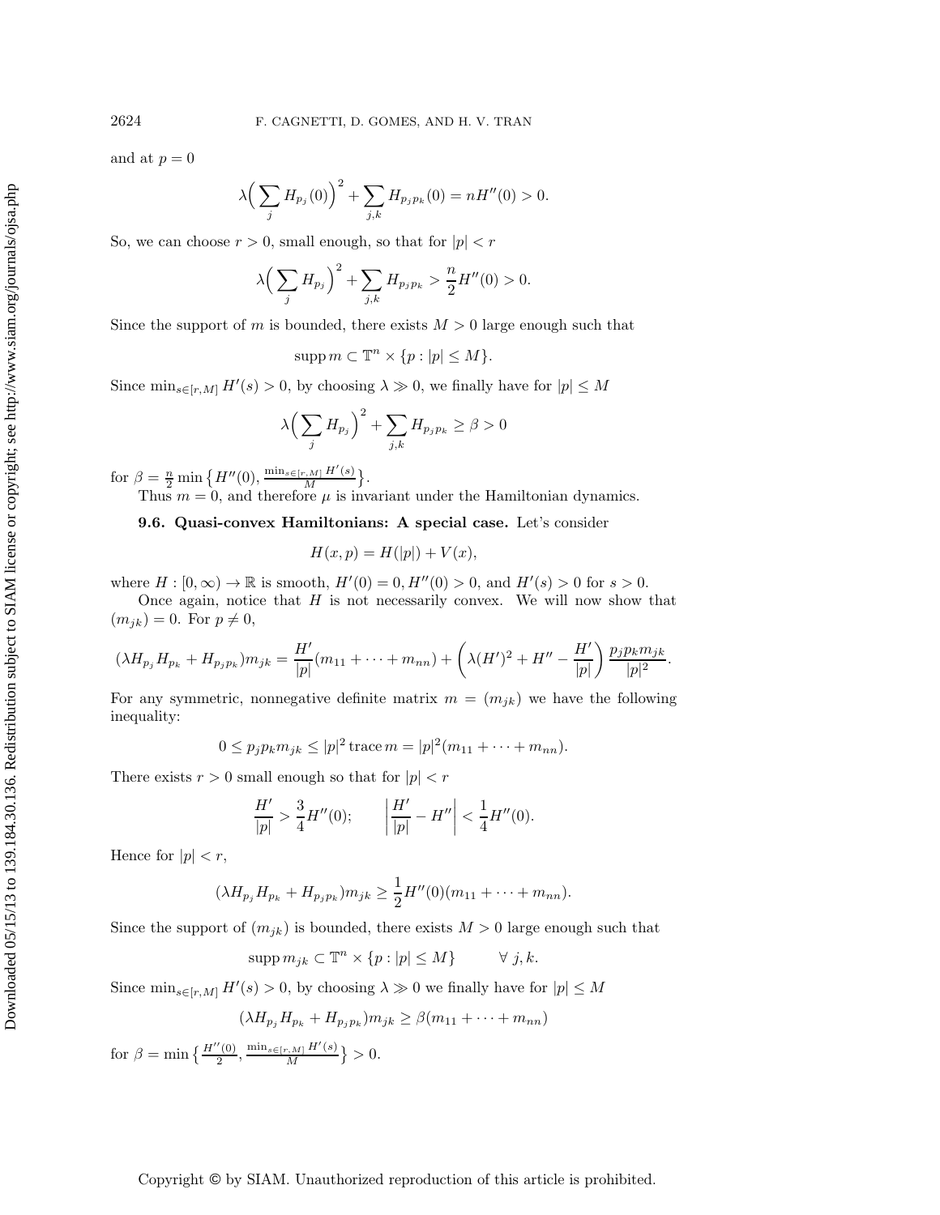and at $p = 0$

$$\lambda\Big(\sum_j H_{p_j}(0)\Big)^2 + \sum_{j,k} H_{p_j p_k}(0) = nH''(0) > 0.$$

So, we can choose $r > 0$, small enough, so that for $|p| < r$

$$\lambda\Big(\sum_j H_{p_j}\Big)^2 + \sum_{j,k} H_{p_j p_k} > \frac{n}{2}H''(0) > 0.$$

Since the support of $m$ is bounded, there exists $M > 0$ large enough such that

$$\operatorname{supp} m \subset \mathbb{T}^n \times \{p : |p| \le M\}.$$

Since $\min_{s\in[r,M]} H'(s) > 0$, by choosing $\lambda \gg 0$, we finally have for $|p| \le M$

$$\lambda\Big(\sum_j H_{p_j}\Big)^2 + \sum_{j,k} H_{p_j p_k} \ge \beta > 0$$

for $\beta = \frac{n}{2}\min\big\{H''(0), \frac{\min_{s\in[r,M]} H'(s)}{M}\big\}$.

Thus $m = 0$, and therefore $\mu$ is invariant under the Hamiltonian dynamics.

**9.6. Quasi-convex Hamiltonians: A special case.** Let's consider

$$H(x,p) = H(|p|) + V(x),$$

where $H : [0,\infty) \to \mathbb{R}$ is smooth, $H'(0) = 0, H''(0) > 0$, and $H'(s) > 0$ for $s > 0$.

Once again, notice that $H$ is not necessarily convex. We will now show that $(m_{jk}) = 0$. For $p \neq 0$,

$$(\lambda H_{p_j} H_{p_k} + H_{p_j p_k}) m_{jk} = \frac{H'}{|p|}(m_{11} + \cdots + m_{nn}) + \left(\lambda (H')^2 + H'' - \frac{H'}{|p|}\right)\frac{p_j p_k m_{jk}}{|p|^2}.$$

For any symmetric, nonnegative definite matrix $m = (m_{jk})$ we have the following inequality:

$$0 \le p_j p_k m_{jk} \le |p|^2 \operatorname{trace} m = |p|^2 (m_{11} + \cdots + m_{nn}).$$

There exists $r > 0$ small enough so that for $|p| < r$

$$\frac{H'}{|p|} > \frac{3}{4}H''(0); \qquad \left|\frac{H'}{|p|} - H''\right| < \frac{1}{4}H''(0).$$

Hence for $|p| < r$,

$$(\lambda H_{p_j} H_{p_k} + H_{p_j p_k}) m_{jk} \ge \frac{1}{2}H''(0)(m_{11} + \cdots + m_{nn}).$$

Since the support of $(m_{jk})$ is bounded, there exists $M > 0$ large enough such that

$$\operatorname{supp} m_{jk} \subset \mathbb{T}^n \times \{p : |p| \le M\} \qquad \forall\, j,k.$$

Since $\min_{s\in[r,M]} H'(s) > 0$, by choosing $\lambda \gg 0$ we finally have for $|p| \le M$

$$(\lambda H_{p_j} H_{p_k} + H_{p_j p_k}) m_{jk} \ge \beta (m_{11} + \cdots + m_{nn})$$

for $\beta = \min\big\{\frac{H''(0)}{2}, \frac{\min_{s\in[r,M]} H'(s)}{M}\big\} > 0$.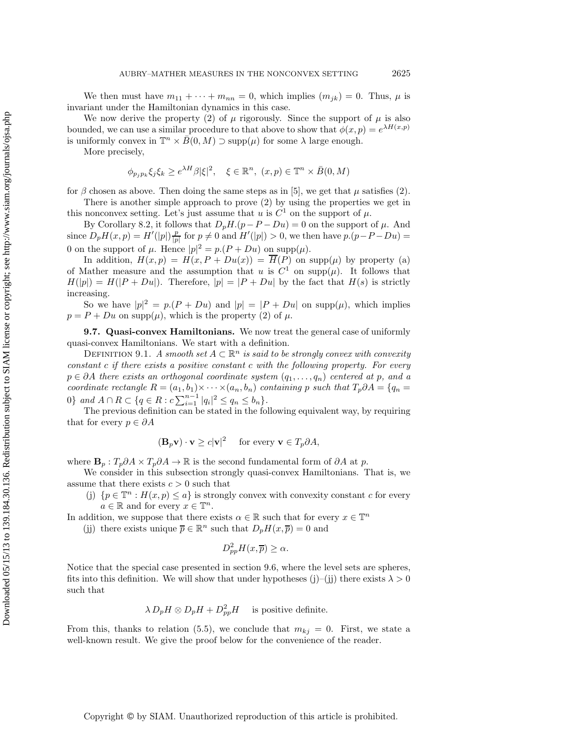We then must have $m_{11} + \cdots + m_{nn} = 0$, which implies $(m_{jk}) = 0$. Thus, $\mu$ is invariant under the Hamiltonian dynamics in this case.

We now derive the property (2) of $\mu$ rigorously. Since the support of $\mu$ is also bounded, we can use a similar procedure to that above to show that $\phi(x,p) = e^{\lambda H(x,p)}$ is uniformly convex in $\mathbb{T}^n \times \bar{B}(0,M) \supset \operatorname{supp}(\mu)$ for some $\lambda$ large enough.

More precisely,

$$\phi_{p_j p_k} \xi_j \xi_k \geq e^{\lambda H} \beta |\xi|^2, \quad \xi \in \mathbb{R}^n,\ (x,p) \in \mathbb{T}^n \times \bar{B}(0,M)$$

for $\beta$ chosen as above. Then doing the same steps as in [5], we get that $\mu$ satisfies (2).

There is another simple approach to prove (2) by using the properties we get in this nonconvex setting. Let's just assume that $u$ is $C^1$ on the support of $\mu$.

By Corollary 8.2, it follows that $D_pH.(p - P - Du) = 0$ on the support of $\mu$. And since $D_pH(x,p) = H'(|p|)\frac{p}{|p|}$ for $p \neq 0$ and $H'(|p|) > 0$, we then have $p.(p - P - Du) = 0$ on the support of $\mu$. Hence $|p|^2 = p.(P + Du)$ on $\operatorname{supp}(\mu)$.

In addition, $H(x,p) = H(x, P + Du(x)) = \overline{H}(P)$ on $\operatorname{supp}(\mu)$ by property (a) of Mather measure and the assumption that $u$ is $C^1$ on $\operatorname{supp}(\mu)$. It follows that $H(|p|) = H(|P + Du|)$. Therefore, $|p| = |P + Du|$ by the fact that $H(s)$ is strictly increasing.

So we have $|p|^2 = p.(P + Du)$ and $|p| = |P + Du|$ on $\operatorname{supp}(\mu)$, which implies $p = P + Du$ on $\operatorname{supp}(\mu)$, which is the property (2) of $\mu$.

**9.7. Quasi-convex Hamiltonians.** We now treat the general case of uniformly quasi-convex Hamiltonians. We start with a definition.

Definition 9.1. *A smooth set $A \subset \mathbb{R}^n$ is said to be strongly convex with convexity constant $c$ if there exists a positive constant $c$ with the following property. For every $p \in \partial A$ there exists an orthogonal coordinate system $(q_1, \ldots, q_n)$ centered at $p$, and a coordinate rectangle $R = (a_1, b_1) \times \cdots \times (a_n, b_n)$ containing $p$ such that $T_p\partial A = \{q_n = 0\}$ and $A \cap R \subset \{q \in R : c\sum_{i=1}^{n-1} |q_i|^2 \leq q_n \leq b_n\}$.*

The previous definition can be stated in the following equivalent way, by requiring that for every $p \in \partial A$

$$(\mathbf{B}_p \mathbf{v}) \cdot \mathbf{v} \geq c|\mathbf{v}|^2 \quad \text{ for every } \mathbf{v} \in T_p\partial A,$$

where $\mathbf{B}_p : T_p\partial A \times T_p\partial A \to \mathbb{R}$ is the second fundamental form of $\partial A$ at $p$.

We consider in this subsection strongly quasi-convex Hamiltonians. That is, we assume that there exists $c > 0$ such that

(j) $\{p \in \mathbb{T}^n : H(x,p) \leq a\}$ is strongly convex with convexity constant $c$ for every $a \in \mathbb{R}$ and for every $x \in \mathbb{T}^n$.

In addition, we suppose that there exists $\alpha \in \mathbb{R}$ such that for every $x \in \mathbb{T}^n$

(jj) there exists unique $\overline{p} \in \mathbb{R}^n$ such that $D_pH(x,\overline{p}) = 0$ and

$$D^2_{pp}H(x,\overline{p}) \geq \alpha.$$

Notice that the special case presented in section 9.6, where the level sets are spheres, fits into this definition. We will show that under hypotheses (j)–(jj) there exists $\lambda > 0$ such that

$$\lambda\, D_pH \otimes D_pH + D^2_{pp}H \quad \text{ is positive definite.}$$

From this, thanks to relation (5.5), we conclude that $m_{kj} = 0$. First, we state a well-known result. We give the proof below for the convenience of the reader.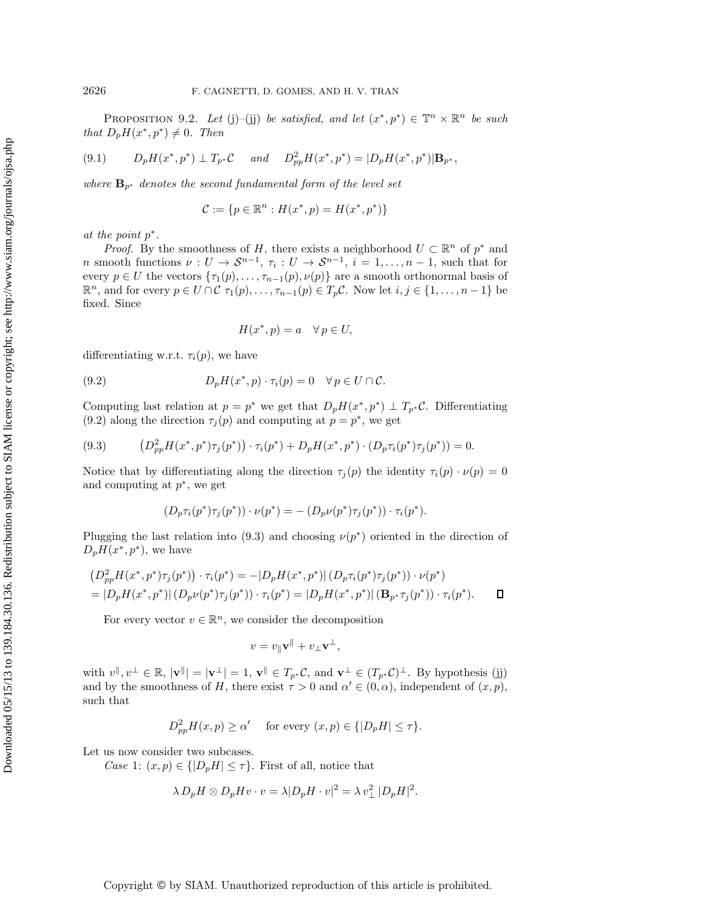**Proposition 9.2.** *Let* (j)–(jj) *be satisfied, and let* $(x^*, p^*) \in \mathbb{T}^n \times \mathbb{R}^n$ *be such that* $D_pH(x^*, p^*) \neq 0$. *Then*

$$D_pH(x^*, p^*) \perp T_{p^*}\mathcal{C} \quad \text{and} \quad D^2_{pp}H(x^*, p^*) = |D_pH(x^*, p^*)|\mathbf{B}_{p^*}, \tag{9.1}$$

*where* $\mathbf{B}_{p^*}$ *denotes the second fundamental form of the level set*

$$\mathcal{C} := \{p \in \mathbb{R}^n : H(x^*, p) = H(x^*, p^*)\}$$

*at the point* $p^*$.

*Proof.* By the smoothness of $H$, there exists a neighborhood $U \subset \mathbb{R}^n$ of $p^*$ and $n$ smooth functions $\nu : U \to \mathcal{S}^{n-1}$, $\tau_i : U \to \mathcal{S}^{n-1}$, $i = 1, \ldots, n-1$, such that for every $p \in U$ the vectors $\{\tau_1(p), \ldots, \tau_{n-1}(p), \nu(p)\}$ are a smooth orthonormal basis of $\mathbb{R}^n$, and for every $p \in U \cap \mathcal{C}$ $\tau_1(p), \ldots, \tau_{n-1}(p) \in T_p\mathcal{C}$. Now let $i, j \in \{1, \ldots, n-1\}$ be fixed. Since

$$H(x^*, p) = a \quad \forall\, p \in U,$$

differentiating w.r.t. $\tau_i(p)$, we have

$$D_pH(x^*, p) \cdot \tau_i(p) = 0 \quad \forall\, p \in U \cap \mathcal{C}. \tag{9.2}$$

Computing last relation at $p = p^*$ we get that $D_pH(x^*, p^*) \perp T_{p^*}\mathcal{C}$. Differentiating (9.2) along the direction $\tau_j(p)$ and computing at $p = p^*$, we get

$$\left(D^2_{pp}H(x^*, p^*)\tau_j(p^*)\right) \cdot \tau_i(p^*) + D_pH(x^*, p^*) \cdot (D_p\tau_i(p^*)\tau_j(p^*)) = 0. \tag{9.3}$$

Notice that by differentiating along the direction $\tau_j(p)$ the identity $\tau_i(p) \cdot \nu(p) = 0$ and computing at $p^*$, we get

$$(D_p\tau_i(p^*)\tau_j(p^*)) \cdot \nu(p^*) = -\left(D_p\nu(p^*)\tau_j(p^*)\right) \cdot \tau_i(p^*).$$

Plugging the last relation into (9.3) and choosing $\nu(p^*)$ oriented in the direction of $D_pH(x^*, p^*)$, we have

$$\begin{aligned}
&\left(D^2_{pp}H(x^*, p^*)\tau_j(p^*)\right) \cdot \tau_i(p^*) = -|D_pH(x^*, p^*)| \left(D_p\tau_i(p^*)\tau_j(p^*)\right) \cdot \nu(p^*) \\
&= |D_pH(x^*, p^*)| \left(D_p\nu(p^*)\tau_j(p^*)\right) \cdot \tau_i(p^*) = |D_pH(x^*, p^*)| \left(\mathbf{B}_{p^*}\tau_j(p^*)\right) \cdot \tau_i(p^*). \qquad \square
\end{aligned}$$

For every vector $v \in \mathbb{R}^n$, we consider the decomposition

$$v = v_{\parallel}\mathbf{v}^{\parallel} + v_{\perp}\mathbf{v}^{\perp},$$

with $v^{\parallel}, v^{\perp} \in \mathbb{R}$, $|\mathbf{v}^{\parallel}| = |\mathbf{v}^{\perp}| = 1$, $\mathbf{v}^{\parallel} \in T_{p^*}\mathcal{C}$, and $\mathbf{v}^{\perp} \in (T_{p^*}\mathcal{C})^{\perp}$. By hypothesis (jj) and by the smoothness of $H$, there exist $\tau > 0$ and $\alpha' \in (0, \alpha)$, independent of $(x, p)$, such that

$$D^2_{pp}H(x, p) \geq \alpha' \quad \text{for every } (x, p) \in \{|D_pH| \leq \tau\}.$$

Let us now consider two subcases.

*Case* 1: $(x, p) \in \{|D_pH| \leq \tau\}$. First of all, notice that

$$\lambda\, D_pH \otimes D_pHv \cdot v = \lambda|D_pH \cdot v|^2 = \lambda\, v_{\perp}^2\, |D_pH|^2.$$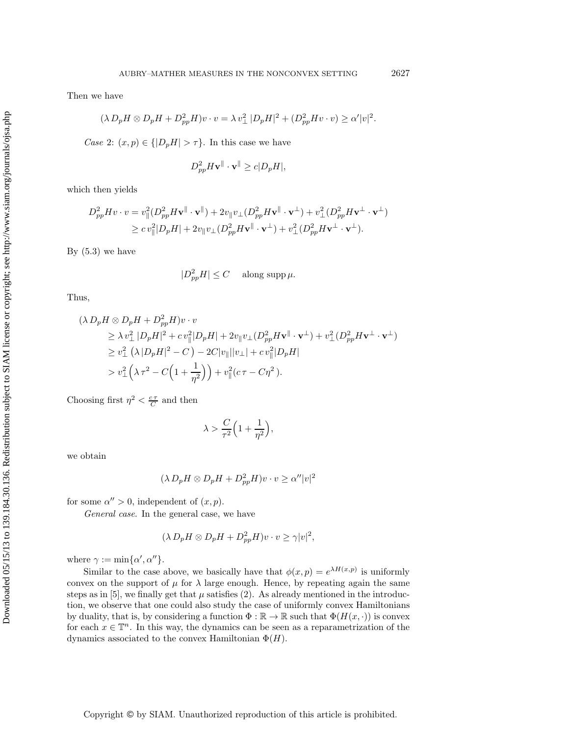Then we have

$$(\lambda\, D_pH \otimes D_pH + D^2_{pp}H)v \cdot v = \lambda\, v_\perp^2\, |D_pH|^2 + (D^2_{pp}Hv \cdot v) \geq \alpha' |v|^2.$$

*Case* 2: $(x,p) \in \{|D_pH| > \tau\}$. In this case we have

$$D^2_{pp}H\mathbf{v}^{\|} \cdot \mathbf{v}^{\|} \geq c|D_pH|,$$

which then yields

$$\begin{aligned}
D^2_{pp}Hv \cdot v &= v_\|^2(D^2_{pp}H\mathbf{v}^{\|} \cdot \mathbf{v}^{\|}) + 2v_\| v_\perp (D^2_{pp}H\mathbf{v}^{\|} \cdot \mathbf{v}^{\perp}) + v_\perp^2 (D^2_{pp}H\mathbf{v}^{\perp} \cdot \mathbf{v}^{\perp}) \\
&\geq c\, v_\|^2 |D_pH| + 2v_\| v_\perp (D^2_{pp}H\mathbf{v}^{\|} \cdot \mathbf{v}^{\perp}) + v_\perp^2 (D^2_{pp}H\mathbf{v}^{\perp} \cdot \mathbf{v}^{\perp}).
\end{aligned}$$

By (5.3) we have

$$|D^2_{pp}H| \leq C \quad \text{ along } \operatorname{supp} \mu.$$

Thus,

$$\begin{aligned}
(\lambda\, &D_pH \otimes D_pH + D^2_{pp}H)v \cdot v \\
&\geq \lambda\, v_\perp^2\, |D_pH|^2 + c\, v_\|^2 |D_pH| + 2v_\| v_\perp (D^2_{pp}H\mathbf{v}^{\|} \cdot \mathbf{v}^{\perp}) + v_\perp^2 (D^2_{pp}H\mathbf{v}^{\perp} \cdot \mathbf{v}^{\perp}) \\
&\geq v_\perp^2 \left(\lambda\, |D_pH|^2 - C\right) - 2C|v_\||\, |v_\perp| + c\, v_\|^2 |D_pH| \\
&> v_\perp^2 \Big(\lambda\, \tau^2 - C\Big(1 + \frac{1}{\eta^2}\Big)\Big) + v_\|^2 (c\, \tau - C\eta^2\,).
\end{aligned}$$

Choosing first $\eta^2 < \frac{c\,\tau}{C}$ and then

$$\lambda > \frac{C}{\tau^2}\Big(1 + \frac{1}{\eta^2}\Big),$$

we obtain

$$(\lambda\, D_pH \otimes D_pH + D^2_{pp}H)v \cdot v \geq \alpha'' |v|^2$$

for some $\alpha'' > 0$, independent of $(x,p)$.

*General case.* In the general case, we have

$$(\lambda\, D_pH \otimes D_pH + D^2_{pp}H)v \cdot v \geq \gamma |v|^2,$$

where $\gamma := \min\{\alpha', \alpha''\}$.

Similar to the case above, we basically have that $\phi(x,p) = e^{\lambda H(x,p)}$ is uniformly convex on the support of $\mu$ for $\lambda$ large enough. Hence, by repeating again the same steps as in [5], we finally get that $\mu$ satisfies (2). As already mentioned in the introduction, we observe that one could also study the case of uniformly convex Hamiltonians by duality, that is, by considering a function $\Phi : \mathbb{R} \to \mathbb{R}$ such that $\Phi(H(x,\cdot))$ is convex for each $x \in \mathbb{T}^n$. In this way, the dynamics can be seen as a reparametrization of the dynamics associated to the convex Hamiltonian $\Phi(H)$.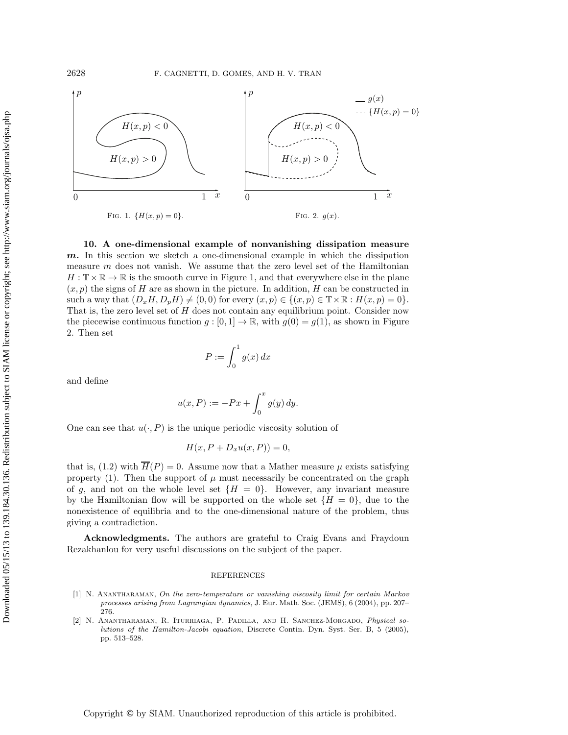FIG. 1. $\{H(x,p)=0\}$.

FIG. 2. $g(x)$.

**10. A one-dimensional example of nonvanishing dissipation measure $m$.** In this section we sketch a one-dimensional example in which the dissipation measure $m$ does not vanish. We assume that the zero level set of the Hamiltonian $H : \mathbb{T} \times \mathbb{R} \to \mathbb{R}$ is the smooth curve in Figure 1, and that everywhere else in the plane $(x,p)$ the signs of $H$ are as shown in the picture. In addition, $H$ can be constructed in such a way that $(D_x H, D_p H) \neq (0,0)$ for every $(x,p) \in \{(x,p) \in \mathbb{T} \times \mathbb{R} : H(x,p) = 0\}$. That is, the zero level set of $H$ does not contain any equilibrium point. Consider now the piecewise continuous function $g : [0,1] \to \mathbb{R}$, with $g(0) = g(1)$, as shown in Figure 2. Then set

$$P := \int_0^1 g(x)\, dx$$

and define

$$u(x,P) := -Px + \int_0^x g(y)\, dy.$$

One can see that $u(\cdot, P)$ is the unique periodic viscosity solution of

$$H(x, P + D_x u(x,P)) = 0,$$

that is, (1.2) with $\overline{H}(P) = 0$. Assume now that a Mather measure $\mu$ exists satisfying property (1). Then the support of $\mu$ must necessarily be concentrated on the graph of $g$, and not on the whole level set $\{H = 0\}$. However, any invariant measure by the Hamiltonian flow will be supported on the whole set $\{H = 0\}$, due to the nonexistence of equilibria and to the one-dimensional nature of the problem, thus giving a contradiction.

**Acknowledgments.** The authors are grateful to Craig Evans and Fraydoun Rezakhanlou for very useful discussions on the subject of the paper.

## REFERENCES

[1] N. Anantharaman, *On the zero-temperature or vanishing viscosity limit for certain Markov processes arising from Lagrangian dynamics*, J. Eur. Math. Soc. (JEMS), 6 (2004), pp. 207–276.

[2] N. Anantharaman, R. Iturriaga, P. Padilla, and H. Sanchez-Morgado, *Physical solutions of the Hamilton-Jacobi equation*, Discrete Contin. Dyn. Syst. Ser. B, 5 (2005), pp. 513–528.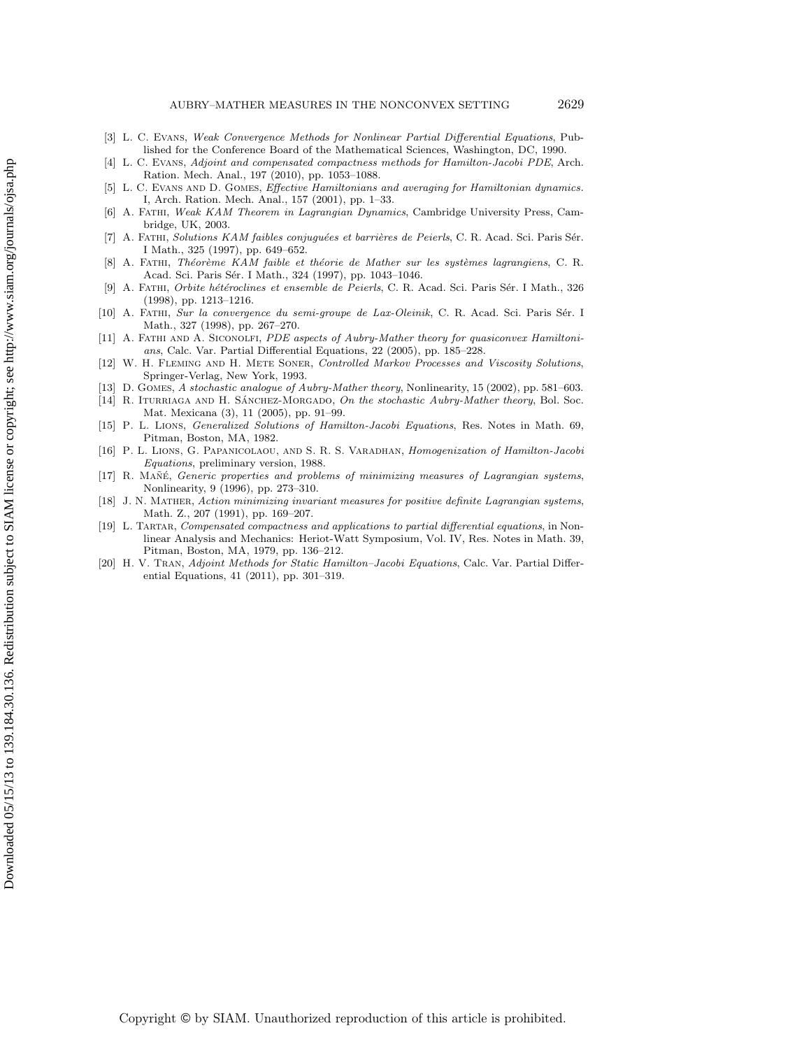[3] L. C. Evans, *Weak Convergence Methods for Nonlinear Partial Differential Equations*, Published for the Conference Board of the Mathematical Sciences, Washington, DC, 1990.

[4] L. C. Evans, *Adjoint and compensated compactness methods for Hamilton-Jacobi PDE*, Arch. Ration. Mech. Anal., 197 (2010), pp. 1053–1088.

[5] L. C. Evans and D. Gomes, *Effective Hamiltonians and averaging for Hamiltonian dynamics. I*, Arch. Ration. Mech. Anal., 157 (2001), pp. 1–33.

[6] A. Fathi, *Weak KAM Theorem in Lagrangian Dynamics*, Cambridge University Press, Cambridge, UK, 2003.

[7] A. Fathi, *Solutions KAM faibles conjuguées et barrières de Peierls*, C. R. Acad. Sci. Paris Sér. I Math., 325 (1997), pp. 649–652.

[8] A. Fathi, *Théorème KAM faible et théorie de Mather sur les systèmes lagrangiens*, C. R. Acad. Sci. Paris Sér. I Math., 324 (1997), pp. 1043–1046.

[9] A. Fathi, *Orbite hétéroclines et ensemble de Peierls*, C. R. Acad. Sci. Paris Sér. I Math., 326 (1998), pp. 1213–1216.

[10] A. Fathi, *Sur la convergence du semi-groupe de Lax-Oleinik*, C. R. Acad. Sci. Paris Sér. I Math., 327 (1998), pp. 267–270.

[11] A. Fathi and A. Siconolfi, *PDE aspects of Aubry-Mather theory for quasiconvex Hamiltonians*, Calc. Var. Partial Differential Equations, 22 (2005), pp. 185–228.

[12] W. H. Fleming and H. Mete Soner, *Controlled Markov Processes and Viscosity Solutions*, Springer-Verlag, New York, 1993.

[13] D. Gomes, *A stochastic analogue of Aubry-Mather theory*, Nonlinearity, 15 (2002), pp. 581–603.

[14] R. Iturriaga and H. Sánchez-Morgado, *On the stochastic Aubry-Mather theory*, Bol. Soc. Mat. Mexicana (3), 11 (2005), pp. 91–99.

[15] P. L. Lions, *Generalized Solutions of Hamilton-Jacobi Equations*, Res. Notes in Math. 69, Pitman, Boston, MA, 1982.

[16] P. L. Lions, G. Papanicolaou, and S. R. S. Varadhan, *Homogenization of Hamilton-Jacobi Equations*, preliminary version, 1988.

[17] R. Mañé, *Generic properties and problems of minimizing measures of Lagrangian systems*, Nonlinearity, 9 (1996), pp. 273–310.

[18] J. N. Mather, *Action minimizing invariant measures for positive definite Lagrangian systems*, Math. Z., 207 (1991), pp. 169–207.

[19] L. Tartar, *Compensated compactness and applications to partial differential equations*, in Nonlinear Analysis and Mechanics: Heriot-Watt Symposium, Vol. IV, Res. Notes in Math. 39, Pitman, Boston, MA, 1979, pp. 136–212.

[20] H. V. Tran, *Adjoint Methods for Static Hamilton–Jacobi Equations*, Calc. Var. Partial Differential Equations, 41 (2011), pp. 301–319.